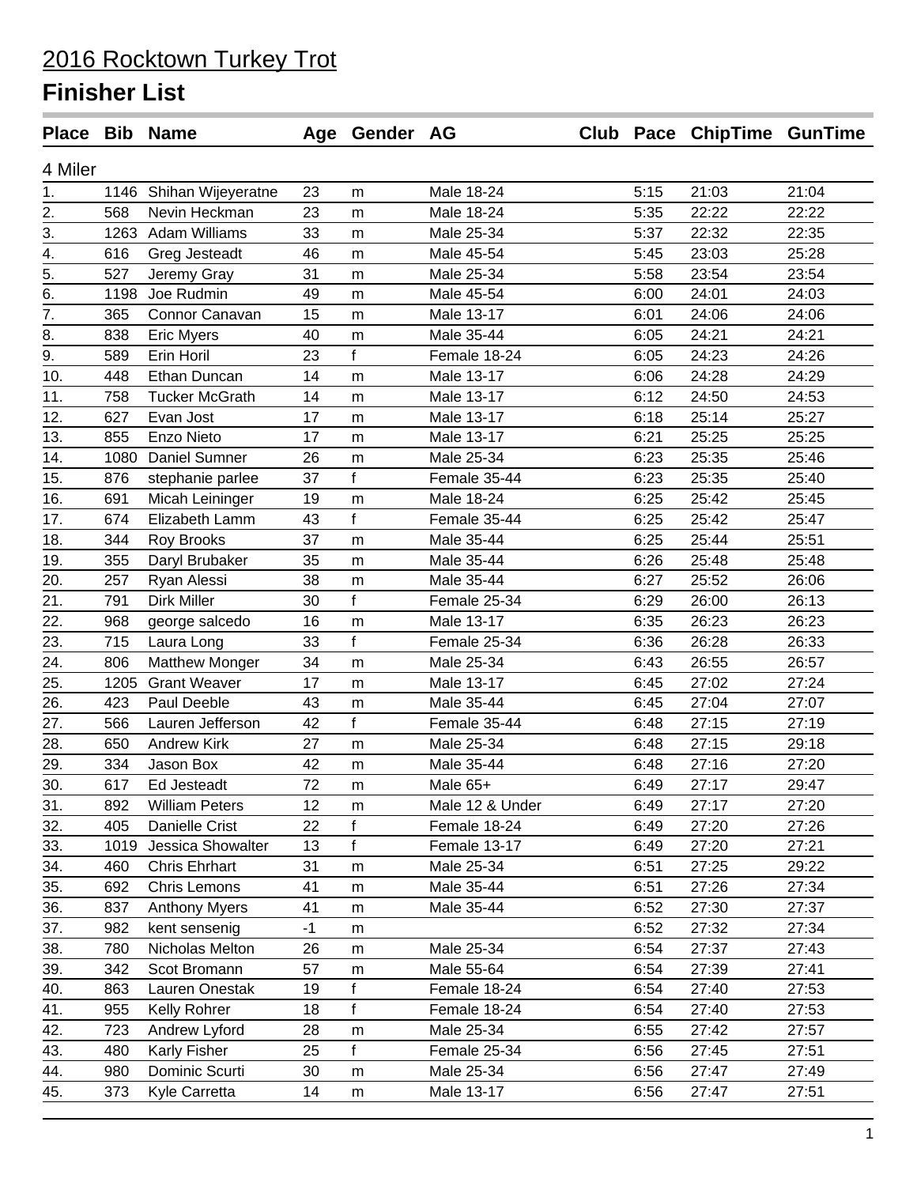# 2016 Rocktown Turkey Trot

## Finisher List

| Place | Bib | Name | Age | Gender | AG | Club | Pace | ChipTime | GunTime |
|---|---|---|---|---|---|---|---|---|---|
| 4 Miler | | | | | | | | | |
| 1. | 1146 | Shihan Wijeyeratne | 23 | m | Male 18-24 | | 5:15 | 21:03 | 21:04 |
| 2. | 568 | Nevin Heckman | 23 | m | Male 18-24 | | 5:35 | 22:22 | 22:22 |
| 3. | 1263 | Adam Williams | 33 | m | Male 25-34 | | 5:37 | 22:32 | 22:35 |
| 4. | 616 | Greg Jesteadt | 46 | m | Male 45-54 | | 5:45 | 23:03 | 25:28 |
| 5. | 527 | Jeremy Gray | 31 | m | Male 25-34 | | 5:58 | 23:54 | 23:54 |
| 6. | 1198 | Joe Rudmin | 49 | m | Male 45-54 | | 6:00 | 24:01 | 24:03 |
| 7. | 365 | Connor Canavan | 15 | m | Male 13-17 | | 6:01 | 24:06 | 24:06 |
| 8. | 838 | Eric Myers | 40 | m | Male 35-44 | | 6:05 | 24:21 | 24:21 |
| 9. | 589 | Erin Horil | 23 | f | Female 18-24 | | 6:05 | 24:23 | 24:26 |
| 10. | 448 | Ethan Duncan | 14 | m | Male 13-17 | | 6:06 | 24:28 | 24:29 |
| 11. | 758 | Tucker McGrath | 14 | m | Male 13-17 | | 6:12 | 24:50 | 24:53 |
| 12. | 627 | Evan Jost | 17 | m | Male 13-17 | | 6:18 | 25:14 | 25:27 |
| 13. | 855 | Enzo Nieto | 17 | m | Male 13-17 | | 6:21 | 25:25 | 25:25 |
| 14. | 1080 | Daniel Sumner | 26 | m | Male 25-34 | | 6:23 | 25:35 | 25:46 |
| 15. | 876 | stephanie parlee | 37 | f | Female 35-44 | | 6:23 | 25:35 | 25:40 |
| 16. | 691 | Micah Leininger | 19 | m | Male 18-24 | | 6:25 | 25:42 | 25:45 |
| 17. | 674 | Elizabeth Lamm | 43 | f | Female 35-44 | | 6:25 | 25:42 | 25:47 |
| 18. | 344 | Roy Brooks | 37 | m | Male 35-44 | | 6:25 | 25:44 | 25:51 |
| 19. | 355 | Daryl Brubaker | 35 | m | Male 35-44 | | 6:26 | 25:48 | 25:48 |
| 20. | 257 | Ryan Alessi | 38 | m | Male 35-44 | | 6:27 | 25:52 | 26:06 |
| 21. | 791 | Dirk Miller | 30 | f | Female 25-34 | | 6:29 | 26:00 | 26:13 |
| 22. | 968 | george salcedo | 16 | m | Male 13-17 | | 6:35 | 26:23 | 26:23 |
| 23. | 715 | Laura Long | 33 | f | Female 25-34 | | 6:36 | 26:28 | 26:33 |
| 24. | 806 | Matthew Monger | 34 | m | Male 25-34 | | 6:43 | 26:55 | 26:57 |
| 25. | 1205 | Grant Weaver | 17 | m | Male 13-17 | | 6:45 | 27:02 | 27:24 |
| 26. | 423 | Paul Deeble | 43 | m | Male 35-44 | | 6:45 | 27:04 | 27:07 |
| 27. | 566 | Lauren Jefferson | 42 | f | Female 35-44 | | 6:48 | 27:15 | 27:19 |
| 28. | 650 | Andrew Kirk | 27 | m | Male 25-34 | | 6:48 | 27:15 | 29:18 |
| 29. | 334 | Jason Box | 42 | m | Male 35-44 | | 6:48 | 27:16 | 27:20 |
| 30. | 617 | Ed Jesteadt | 72 | m | Male 65+ | | 6:49 | 27:17 | 29:47 |
| 31. | 892 | William Peters | 12 | m | Male 12 & Under | | 6:49 | 27:17 | 27:20 |
| 32. | 405 | Danielle Crist | 22 | f | Female 18-24 | | 6:49 | 27:20 | 27:26 |
| 33. | 1019 | Jessica Showalter | 13 | f | Female 13-17 | | 6:49 | 27:20 | 27:21 |
| 34. | 460 | Chris Ehrhart | 31 | m | Male 25-34 | | 6:51 | 27:25 | 29:22 |
| 35. | 692 | Chris Lemons | 41 | m | Male 35-44 | | 6:51 | 27:26 | 27:34 |
| 36. | 837 | Anthony Myers | 41 | m | Male 35-44 | | 6:52 | 27:30 | 27:37 |
| 37. | 982 | kent sensenig | -1 | m | | | 6:52 | 27:32 | 27:34 |
| 38. | 780 | Nicholas Melton | 26 | m | Male 25-34 | | 6:54 | 27:37 | 27:43 |
| 39. | 342 | Scot Bromann | 57 | m | Male 55-64 | | 6:54 | 27:39 | 27:41 |
| 40. | 863 | Lauren Onestak | 19 | f | Female 18-24 | | 6:54 | 27:40 | 27:53 |
| 41. | 955 | Kelly Rohrer | 18 | f | Female 18-24 | | 6:54 | 27:40 | 27:53 |
| 42. | 723 | Andrew Lyford | 28 | m | Male 25-34 | | 6:55 | 27:42 | 27:57 |
| 43. | 480 | Karly Fisher | 25 | f | Female 25-34 | | 6:56 | 27:45 | 27:51 |
| 44. | 980 | Dominic Scurti | 30 | m | Male 25-34 | | 6:56 | 27:47 | 27:49 |
| 45. | 373 | Kyle Carretta | 14 | m | Male 13-17 | | 6:56 | 27:47 | 27:51 |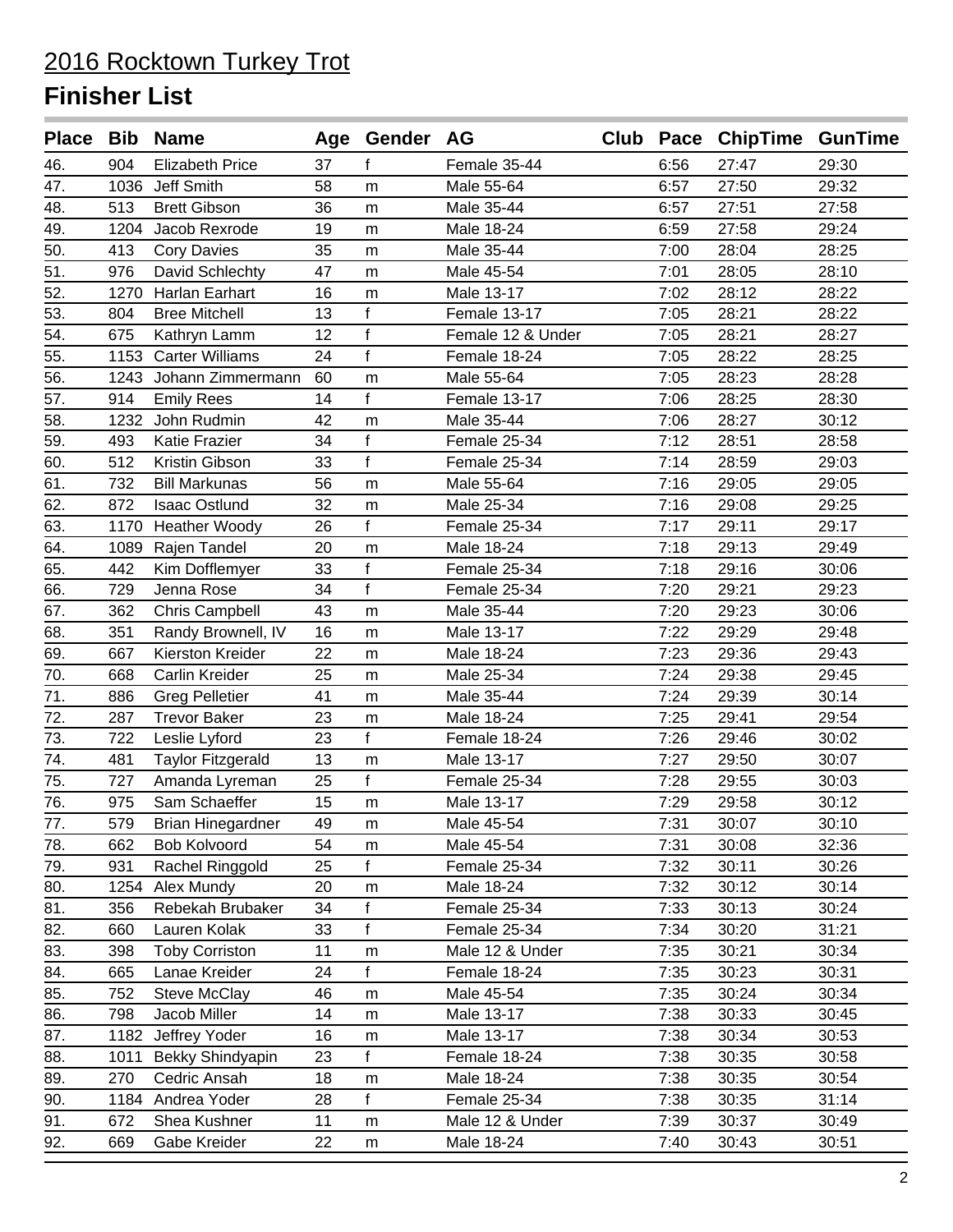# 2016 Rocktown Turkey Trot

## Finisher List

| Place | Bib | Name | Age | Gender | AG | Club | Pace | ChipTime | GunTime |
|---|---|---|---|---|---|---|---|---|---|
| 46. | 904 | Elizabeth Price | 37 | f | Female 35-44 | | 6:56 | 27:47 | 29:30 |
| 47. | 1036 | Jeff Smith | 58 | m | Male 55-64 | | 6:57 | 27:50 | 29:32 |
| 48. | 513 | Brett Gibson | 36 | m | Male 35-44 | | 6:57 | 27:51 | 27:58 |
| 49. | 1204 | Jacob Rexrode | 19 | m | Male 18-24 | | 6:59 | 27:58 | 29:24 |
| 50. | 413 | Cory Davies | 35 | m | Male 35-44 | | 7:00 | 28:04 | 28:25 |
| 51. | 976 | David Schlechty | 47 | m | Male 45-54 | | 7:01 | 28:05 | 28:10 |
| 52. | 1270 | Harlan Earhart | 16 | m | Male 13-17 | | 7:02 | 28:12 | 28:22 |
| 53. | 804 | Bree Mitchell | 13 | f | Female 13-17 | | 7:05 | 28:21 | 28:22 |
| 54. | 675 | Kathryn Lamm | 12 | f | Female 12 & Under | | 7:05 | 28:21 | 28:27 |
| 55. | 1153 | Carter Williams | 24 | f | Female 18-24 | | 7:05 | 28:22 | 28:25 |
| 56. | 1243 | Johann Zimmermann | 60 | m | Male 55-64 | | 7:05 | 28:23 | 28:28 |
| 57. | 914 | Emily Rees | 14 | f | Female 13-17 | | 7:06 | 28:25 | 28:30 |
| 58. | 1232 | John Rudmin | 42 | m | Male 35-44 | | 7:06 | 28:27 | 30:12 |
| 59. | 493 | Katie Frazier | 34 | f | Female 25-34 | | 7:12 | 28:51 | 28:58 |
| 60. | 512 | Kristin Gibson | 33 | f | Female 25-34 | | 7:14 | 28:59 | 29:03 |
| 61. | 732 | Bill Markunas | 56 | m | Male 55-64 | | 7:16 | 29:05 | 29:05 |
| 62. | 872 | Isaac Ostlund | 32 | m | Male 25-34 | | 7:16 | 29:08 | 29:25 |
| 63. | 1170 | Heather Woody | 26 | f | Female 25-34 | | 7:17 | 29:11 | 29:17 |
| 64. | 1089 | Rajen Tandel | 20 | m | Male 18-24 | | 7:18 | 29:13 | 29:49 |
| 65. | 442 | Kim Dofflemyer | 33 | f | Female 25-34 | | 7:18 | 29:16 | 30:06 |
| 66. | 729 | Jenna Rose | 34 | f | Female 25-34 | | 7:20 | 29:21 | 29:23 |
| 67. | 362 | Chris Campbell | 43 | m | Male 35-44 | | 7:20 | 29:23 | 30:06 |
| 68. | 351 | Randy Brownell, IV | 16 | m | Male 13-17 | | 7:22 | 29:29 | 29:48 |
| 69. | 667 | Kierston Kreider | 22 | m | Male 18-24 | | 7:23 | 29:36 | 29:43 |
| 70. | 668 | Carlin Kreider | 25 | m | Male 25-34 | | 7:24 | 29:38 | 29:45 |
| 71. | 886 | Greg Pelletier | 41 | m | Male 35-44 | | 7:24 | 29:39 | 30:14 |
| 72. | 287 | Trevor Baker | 23 | m | Male 18-24 | | 7:25 | 29:41 | 29:54 |
| 73. | 722 | Leslie Lyford | 23 | f | Female 18-24 | | 7:26 | 29:46 | 30:02 |
| 74. | 481 | Taylor Fitzgerald | 13 | m | Male 13-17 | | 7:27 | 29:50 | 30:07 |
| 75. | 727 | Amanda Lyreman | 25 | f | Female 25-34 | | 7:28 | 29:55 | 30:03 |
| 76. | 975 | Sam Schaeffer | 15 | m | Male 13-17 | | 7:29 | 29:58 | 30:12 |
| 77. | 579 | Brian Hinegardner | 49 | m | Male 45-54 | | 7:31 | 30:07 | 30:10 |
| 78. | 662 | Bob Kolvoord | 54 | m | Male 45-54 | | 7:31 | 30:08 | 32:36 |
| 79. | 931 | Rachel Ringgold | 25 | f | Female 25-34 | | 7:32 | 30:11 | 30:26 |
| 80. | 1254 | Alex Mundy | 20 | m | Male 18-24 | | 7:32 | 30:12 | 30:14 |
| 81. | 356 | Rebekah Brubaker | 34 | f | Female 25-34 | | 7:33 | 30:13 | 30:24 |
| 82. | 660 | Lauren Kolak | 33 | f | Female 25-34 | | 7:34 | 30:20 | 31:21 |
| 83. | 398 | Toby Corriston | 11 | m | Male 12 & Under | | 7:35 | 30:21 | 30:34 |
| 84. | 665 | Lanae Kreider | 24 | f | Female 18-24 | | 7:35 | 30:23 | 30:31 |
| 85. | 752 | Steve McClay | 46 | m | Male 45-54 | | 7:35 | 30:24 | 30:34 |
| 86. | 798 | Jacob Miller | 14 | m | Male 13-17 | | 7:38 | 30:33 | 30:45 |
| 87. | 1182 | Jeffrey Yoder | 16 | m | Male 13-17 | | 7:38 | 30:34 | 30:53 |
| 88. | 1011 | Bekky Shindyapin | 23 | f | Female 18-24 | | 7:38 | 30:35 | 30:58 |
| 89. | 270 | Cedric Ansah | 18 | m | Male 18-24 | | 7:38 | 30:35 | 30:54 |
| 90. | 1184 | Andrea Yoder | 28 | f | Female 25-34 | | 7:38 | 30:35 | 31:14 |
| 91. | 672 | Shea Kushner | 11 | m | Male 12 & Under | | 7:39 | 30:37 | 30:49 |
| 92. | 669 | Gabe Kreider | 22 | m | Male 18-24 | | 7:40 | 30:43 | 30:51 |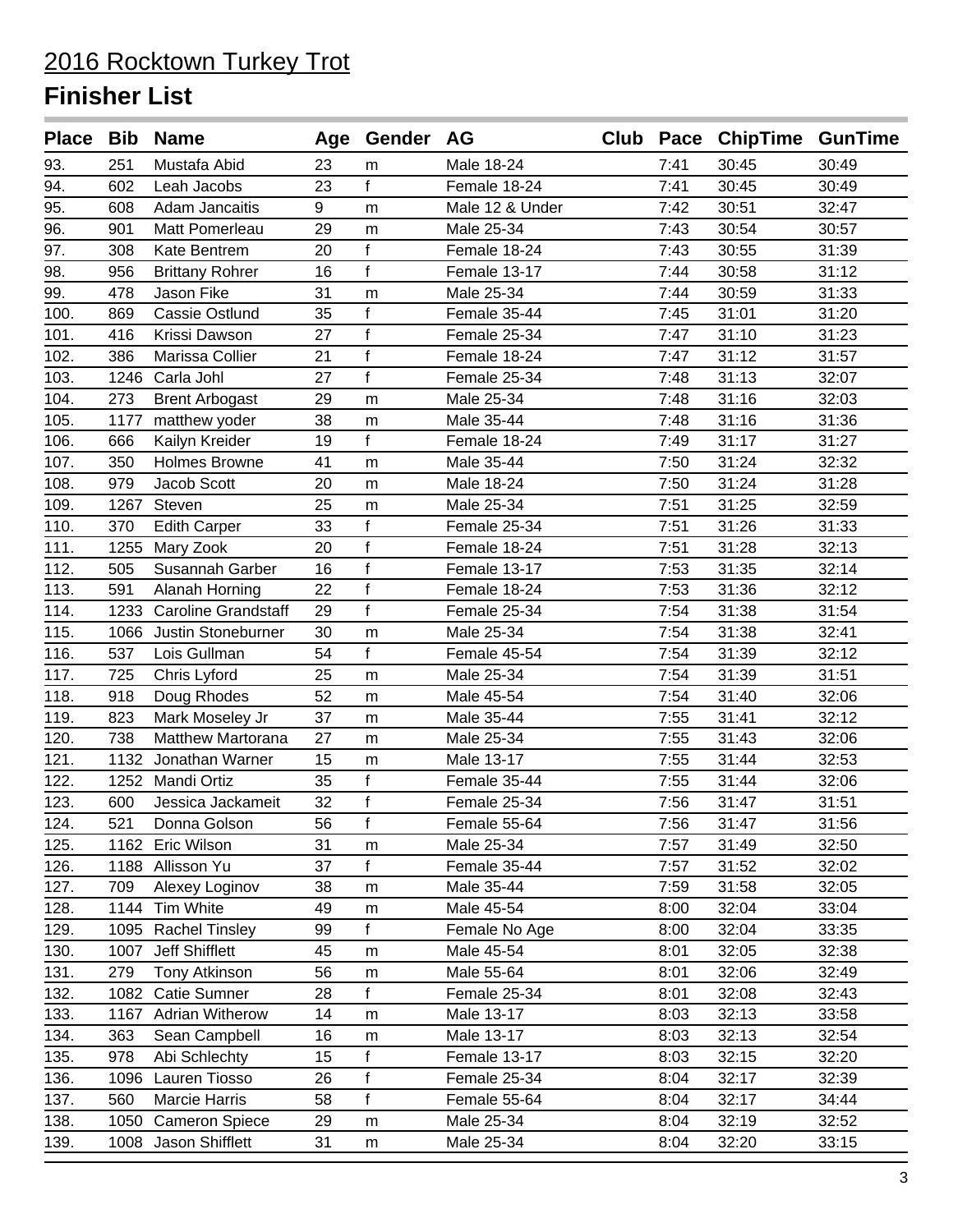# 2016 Rocktown Turkey Trot

## Finisher List

| Place | Bib | Name | Age | Gender | AG | Club | Pace | ChipTime | GunTime |
|---|---|---|---|---|---|---|---|---|---|
| 93. | 251 | Mustafa Abid | 23 | m | Male 18-24 | | 7:41 | 30:45 | 30:49 |
| 94. | 602 | Leah Jacobs | 23 | f | Female 18-24 | | 7:41 | 30:45 | 30:49 |
| 95. | 608 | Adam Jancaitis | 9 | m | Male 12 & Under | | 7:42 | 30:51 | 32:47 |
| 96. | 901 | Matt Pomerleau | 29 | m | Male 25-34 | | 7:43 | 30:54 | 30:57 |
| 97. | 308 | Kate Bentrem | 20 | f | Female 18-24 | | 7:43 | 30:55 | 31:39 |
| 98. | 956 | Brittany Rohrer | 16 | f | Female 13-17 | | 7:44 | 30:58 | 31:12 |
| 99. | 478 | Jason Fike | 31 | m | Male 25-34 | | 7:44 | 30:59 | 31:33 |
| 100. | 869 | Cassie Ostlund | 35 | f | Female 35-44 | | 7:45 | 31:01 | 31:20 |
| 101. | 416 | Krissi Dawson | 27 | f | Female 25-34 | | 7:47 | 31:10 | 31:23 |
| 102. | 386 | Marissa Collier | 21 | f | Female 18-24 | | 7:47 | 31:12 | 31:57 |
| 103. | 1246 | Carla Johl | 27 | f | Female 25-34 | | 7:48 | 31:13 | 32:07 |
| 104. | 273 | Brent Arbogast | 29 | m | Male 25-34 | | 7:48 | 31:16 | 32:03 |
| 105. | 1177 | matthew yoder | 38 | m | Male 35-44 | | 7:48 | 31:16 | 31:36 |
| 106. | 666 | Kailyn Kreider | 19 | f | Female 18-24 | | 7:49 | 31:17 | 31:27 |
| 107. | 350 | Holmes Browne | 41 | m | Male 35-44 | | 7:50 | 31:24 | 32:32 |
| 108. | 979 | Jacob Scott | 20 | m | Male 18-24 | | 7:50 | 31:24 | 31:28 |
| 109. | 1267 | Steven | 25 | m | Male 25-34 | | 7:51 | 31:25 | 32:59 |
| 110. | 370 | Edith Carper | 33 | f | Female 25-34 | | 7:51 | 31:26 | 31:33 |
| 111. | 1255 | Mary Zook | 20 | f | Female 18-24 | | 7:51 | 31:28 | 32:13 |
| 112. | 505 | Susannah Garber | 16 | f | Female 13-17 | | 7:53 | 31:35 | 32:14 |
| 113. | 591 | Alanah Horning | 22 | f | Female 18-24 | | 7:53 | 31:36 | 32:12 |
| 114. | 1233 | Caroline Grandstaff | 29 | f | Female 25-34 | | 7:54 | 31:38 | 31:54 |
| 115. | 1066 | Justin Stoneburner | 30 | m | Male 25-34 | | 7:54 | 31:38 | 32:41 |
| 116. | 537 | Lois Gullman | 54 | f | Female 45-54 | | 7:54 | 31:39 | 32:12 |
| 117. | 725 | Chris Lyford | 25 | m | Male 25-34 | | 7:54 | 31:39 | 31:51 |
| 118. | 918 | Doug Rhodes | 52 | m | Male 45-54 | | 7:54 | 31:40 | 32:06 |
| 119. | 823 | Mark Moseley Jr | 37 | m | Male 35-44 | | 7:55 | 31:41 | 32:12 |
| 120. | 738 | Matthew Martorana | 27 | m | Male 25-34 | | 7:55 | 31:43 | 32:06 |
| 121. | 1132 | Jonathan Warner | 15 | m | Male 13-17 | | 7:55 | 31:44 | 32:53 |
| 122. | 1252 | Mandi Ortiz | 35 | f | Female 35-44 | | 7:55 | 31:44 | 32:06 |
| 123. | 600 | Jessica Jackameit | 32 | f | Female 25-34 | | 7:56 | 31:47 | 31:51 |
| 124. | 521 | Donna Golson | 56 | f | Female 55-64 | | 7:56 | 31:47 | 31:56 |
| 125. | 1162 | Eric Wilson | 31 | m | Male 25-34 | | 7:57 | 31:49 | 32:50 |
| 126. | 1188 | Allisson Yu | 37 | f | Female 35-44 | | 7:57 | 31:52 | 32:02 |
| 127. | 709 | Alexey Loginov | 38 | m | Male 35-44 | | 7:59 | 31:58 | 32:05 |
| 128. | 1144 | Tim White | 49 | m | Male 45-54 | | 8:00 | 32:04 | 33:04 |
| 129. | 1095 | Rachel Tinsley | 99 | f | Female No Age | | 8:00 | 32:04 | 33:35 |
| 130. | 1007 | Jeff Shifflett | 45 | m | Male 45-54 | | 8:01 | 32:05 | 32:38 |
| 131. | 279 | Tony Atkinson | 56 | m | Male 55-64 | | 8:01 | 32:06 | 32:49 |
| 132. | 1082 | Catie Sumner | 28 | f | Female 25-34 | | 8:01 | 32:08 | 32:43 |
| 133. | 1167 | Adrian Witherow | 14 | m | Male 13-17 | | 8:03 | 32:13 | 33:58 |
| 134. | 363 | Sean Campbell | 16 | m | Male 13-17 | | 8:03 | 32:13 | 32:54 |
| 135. | 978 | Abi Schlechty | 15 | f | Female 13-17 | | 8:03 | 32:15 | 32:20 |
| 136. | 1096 | Lauren Tiosso | 26 | f | Female 25-34 | | 8:04 | 32:17 | 32:39 |
| 137. | 560 | Marcie Harris | 58 | f | Female 55-64 | | 8:04 | 32:17 | 34:44 |
| 138. | 1050 | Cameron Spiece | 29 | m | Male 25-34 | | 8:04 | 32:19 | 32:52 |
| 139. | 1008 | Jason Shifflett | 31 | m | Male 25-34 | | 8:04 | 32:20 | 33:15 |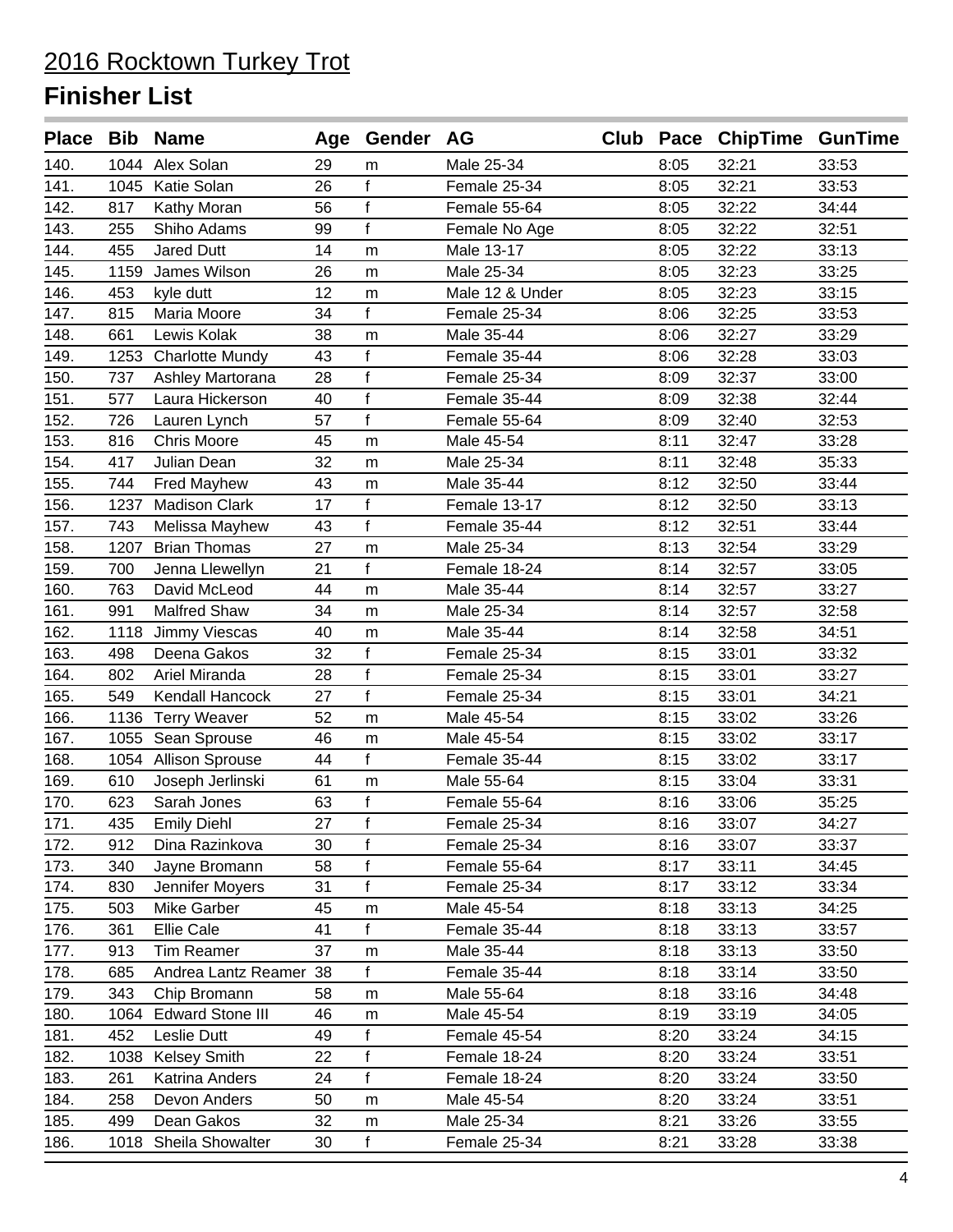# 2016 Rocktown Turkey Trot

## Finisher List

| Place | Bib | Name | Age | Gender | AG | Club | Pace | ChipTime | GunTime |
|---|---|---|---|---|---|---|---|---|---|
| 140. | 1044 | Alex Solan | 29 | m | Male 25-34 | | 8:05 | 32:21 | 33:53 |
| 141. | 1045 | Katie Solan | 26 | f | Female 25-34 | | 8:05 | 32:21 | 33:53 |
| 142. | 817 | Kathy Moran | 56 | f | Female 55-64 | | 8:05 | 32:22 | 34:44 |
| 143. | 255 | Shiho Adams | 99 | f | Female No Age | | 8:05 | 32:22 | 32:51 |
| 144. | 455 | Jared Dutt | 14 | m | Male 13-17 | | 8:05 | 32:22 | 33:13 |
| 145. | 1159 | James Wilson | 26 | m | Male 25-34 | | 8:05 | 32:23 | 33:25 |
| 146. | 453 | kyle dutt | 12 | m | Male 12 & Under | | 8:05 | 32:23 | 33:15 |
| 147. | 815 | Maria Moore | 34 | f | Female 25-34 | | 8:06 | 32:25 | 33:53 |
| 148. | 661 | Lewis Kolak | 38 | m | Male 35-44 | | 8:06 | 32:27 | 33:29 |
| 149. | 1253 | Charlotte Mundy | 43 | f | Female 35-44 | | 8:06 | 32:28 | 33:03 |
| 150. | 737 | Ashley Martorana | 28 | f | Female 25-34 | | 8:09 | 32:37 | 33:00 |
| 151. | 577 | Laura Hickerson | 40 | f | Female 35-44 | | 8:09 | 32:38 | 32:44 |
| 152. | 726 | Lauren Lynch | 57 | f | Female 55-64 | | 8:09 | 32:40 | 32:53 |
| 153. | 816 | Chris Moore | 45 | m | Male 45-54 | | 8:11 | 32:47 | 33:28 |
| 154. | 417 | Julian Dean | 32 | m | Male 25-34 | | 8:11 | 32:48 | 35:33 |
| 155. | 744 | Fred Mayhew | 43 | m | Male 35-44 | | 8:12 | 32:50 | 33:44 |
| 156. | 1237 | Madison Clark | 17 | f | Female 13-17 | | 8:12 | 32:50 | 33:13 |
| 157. | 743 | Melissa Mayhew | 43 | f | Female 35-44 | | 8:12 | 32:51 | 33:44 |
| 158. | 1207 | Brian Thomas | 27 | m | Male 25-34 | | 8:13 | 32:54 | 33:29 |
| 159. | 700 | Jenna Llewellyn | 21 | f | Female 18-24 | | 8:14 | 32:57 | 33:05 |
| 160. | 763 | David McLeod | 44 | m | Male 35-44 | | 8:14 | 32:57 | 33:27 |
| 161. | 991 | Malfred Shaw | 34 | m | Male 25-34 | | 8:14 | 32:57 | 32:58 |
| 162. | 1118 | Jimmy Viescas | 40 | m | Male 35-44 | | 8:14 | 32:58 | 34:51 |
| 163. | 498 | Deena Gakos | 32 | f | Female 25-34 | | 8:15 | 33:01 | 33:32 |
| 164. | 802 | Ariel Miranda | 28 | f | Female 25-34 | | 8:15 | 33:01 | 33:27 |
| 165. | 549 | Kendall Hancock | 27 | f | Female 25-34 | | 8:15 | 33:01 | 34:21 |
| 166. | 1136 | Terry Weaver | 52 | m | Male 45-54 | | 8:15 | 33:02 | 33:26 |
| 167. | 1055 | Sean Sprouse | 46 | m | Male 45-54 | | 8:15 | 33:02 | 33:17 |
| 168. | 1054 | Allison Sprouse | 44 | f | Female 35-44 | | 8:15 | 33:02 | 33:17 |
| 169. | 610 | Joseph Jerlinski | 61 | m | Male 55-64 | | 8:15 | 33:04 | 33:31 |
| 170. | 623 | Sarah Jones | 63 | f | Female 55-64 | | 8:16 | 33:06 | 35:25 |
| 171. | 435 | Emily Diehl | 27 | f | Female 25-34 | | 8:16 | 33:07 | 34:27 |
| 172. | 912 | Dina Razinkova | 30 | f | Female 25-34 | | 8:16 | 33:07 | 33:37 |
| 173. | 340 | Jayne Bromann | 58 | f | Female 55-64 | | 8:17 | 33:11 | 34:45 |
| 174. | 830 | Jennifer Moyers | 31 | f | Female 25-34 | | 8:17 | 33:12 | 33:34 |
| 175. | 503 | Mike Garber | 45 | m | Male 45-54 | | 8:18 | 33:13 | 34:25 |
| 176. | 361 | Ellie Cale | 41 | f | Female 35-44 | | 8:18 | 33:13 | 33:57 |
| 177. | 913 | Tim Reamer | 37 | m | Male 35-44 | | 8:18 | 33:13 | 33:50 |
| 178. | 685 | Andrea Lantz Reamer | 38 | f | Female 35-44 | | 8:18 | 33:14 | 33:50 |
| 179. | 343 | Chip Bromann | 58 | m | Male 55-64 | | 8:18 | 33:16 | 34:48 |
| 180. | 1064 | Edward Stone III | 46 | m | Male 45-54 | | 8:19 | 33:19 | 34:05 |
| 181. | 452 | Leslie Dutt | 49 | f | Female 45-54 | | 8:20 | 33:24 | 34:15 |
| 182. | 1038 | Kelsey Smith | 22 | f | Female 18-24 | | 8:20 | 33:24 | 33:51 |
| 183. | 261 | Katrina Anders | 24 | f | Female 18-24 | | 8:20 | 33:24 | 33:50 |
| 184. | 258 | Devon Anders | 50 | m | Male 45-54 | | 8:20 | 33:24 | 33:51 |
| 185. | 499 | Dean Gakos | 32 | m | Male 25-34 | | 8:21 | 33:26 | 33:55 |
| 186. | 1018 | Sheila Showalter | 30 | f | Female 25-34 | | 8:21 | 33:28 | 33:38 |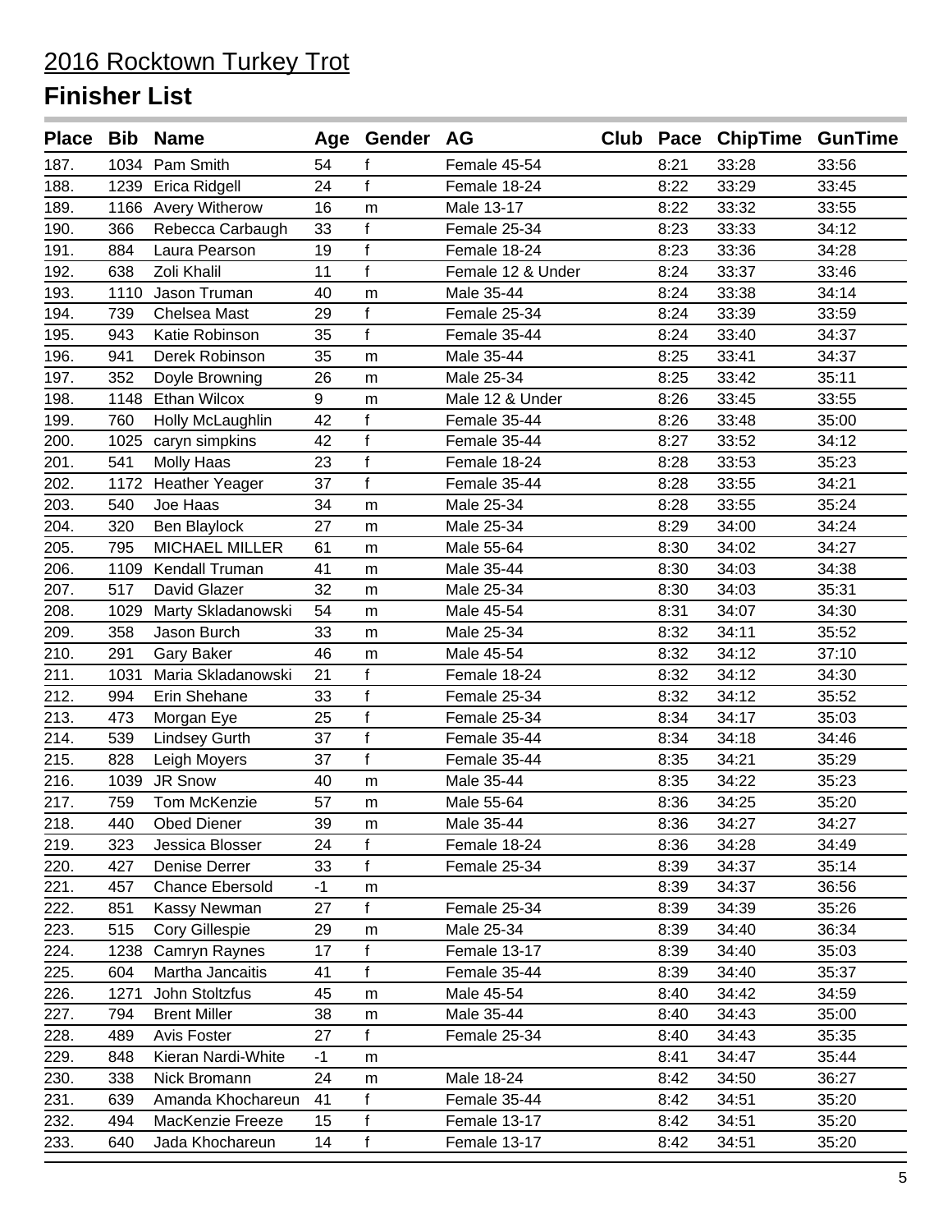# 2016 Rocktown Turkey Trot

## Finisher List

| Place | Bib | Name | Age | Gender | AG | Club | Pace | ChipTime | GunTime |
|---|---|---|---|---|---|---|---|---|---|
| 187. | 1034 | Pam Smith | 54 | f | Female 45-54 | | 8:21 | 33:28 | 33:56 |
| 188. | 1239 | Erica Ridgell | 24 | f | Female 18-24 | | 8:22 | 33:29 | 33:45 |
| 189. | 1166 | Avery Witherow | 16 | m | Male 13-17 | | 8:22 | 33:32 | 33:55 |
| 190. | 366 | Rebecca Carbaugh | 33 | f | Female 25-34 | | 8:23 | 33:33 | 34:12 |
| 191. | 884 | Laura Pearson | 19 | f | Female 18-24 | | 8:23 | 33:36 | 34:28 |
| 192. | 638 | Zoli Khalil | 11 | f | Female 12 & Under | | 8:24 | 33:37 | 33:46 |
| 193. | 1110 | Jason Truman | 40 | m | Male 35-44 | | 8:24 | 33:38 | 34:14 |
| 194. | 739 | Chelsea Mast | 29 | f | Female 25-34 | | 8:24 | 33:39 | 33:59 |
| 195. | 943 | Katie Robinson | 35 | f | Female 35-44 | | 8:24 | 33:40 | 34:37 |
| 196. | 941 | Derek Robinson | 35 | m | Male 35-44 | | 8:25 | 33:41 | 34:37 |
| 197. | 352 | Doyle Browning | 26 | m | Male 25-34 | | 8:25 | 33:42 | 35:11 |
| 198. | 1148 | Ethan Wilcox | 9 | m | Male 12 & Under | | 8:26 | 33:45 | 33:55 |
| 199. | 760 | Holly McLaughlin | 42 | f | Female 35-44 | | 8:26 | 33:48 | 35:00 |
| 200. | 1025 | caryn simpkins | 42 | f | Female 35-44 | | 8:27 | 33:52 | 34:12 |
| 201. | 541 | Molly Haas | 23 | f | Female 18-24 | | 8:28 | 33:53 | 35:23 |
| 202. | 1172 | Heather Yeager | 37 | f | Female 35-44 | | 8:28 | 33:55 | 34:21 |
| 203. | 540 | Joe Haas | 34 | m | Male 25-34 | | 8:28 | 33:55 | 35:24 |
| 204. | 320 | Ben Blaylock | 27 | m | Male 25-34 | | 8:29 | 34:00 | 34:24 |
| 205. | 795 | MICHAEL MILLER | 61 | m | Male 55-64 | | 8:30 | 34:02 | 34:27 |
| 206. | 1109 | Kendall Truman | 41 | m | Male 35-44 | | 8:30 | 34:03 | 34:38 |
| 207. | 517 | David Glazer | 32 | m | Male 25-34 | | 8:30 | 34:03 | 35:31 |
| 208. | 1029 | Marty Skladanowski | 54 | m | Male 45-54 | | 8:31 | 34:07 | 34:30 |
| 209. | 358 | Jason Burch | 33 | m | Male 25-34 | | 8:32 | 34:11 | 35:52 |
| 210. | 291 | Gary Baker | 46 | m | Male 45-54 | | 8:32 | 34:12 | 37:10 |
| 211. | 1031 | Maria Skladanowski | 21 | f | Female 18-24 | | 8:32 | 34:12 | 34:30 |
| 212. | 994 | Erin Shehane | 33 | f | Female 25-34 | | 8:32 | 34:12 | 35:52 |
| 213. | 473 | Morgan Eye | 25 | f | Female 25-34 | | 8:34 | 34:17 | 35:03 |
| 214. | 539 | Lindsey Gurth | 37 | f | Female 35-44 | | 8:34 | 34:18 | 34:46 |
| 215. | 828 | Leigh Moyers | 37 | f | Female 35-44 | | 8:35 | 34:21 | 35:29 |
| 216. | 1039 | JR Snow | 40 | m | Male 35-44 | | 8:35 | 34:22 | 35:23 |
| 217. | 759 | Tom McKenzie | 57 | m | Male 55-64 | | 8:36 | 34:25 | 35:20 |
| 218. | 440 | Obed Diener | 39 | m | Male 35-44 | | 8:36 | 34:27 | 34:27 |
| 219. | 323 | Jessica Blosser | 24 | f | Female 18-24 | | 8:36 | 34:28 | 34:49 |
| 220. | 427 | Denise Derrer | 33 | f | Female 25-34 | | 8:39 | 34:37 | 35:14 |
| 221. | 457 | Chance Ebersold | -1 | m | | | 8:39 | 34:37 | 36:56 |
| 222. | 851 | Kassy Newman | 27 | f | Female 25-34 | | 8:39 | 34:39 | 35:26 |
| 223. | 515 | Cory Gillespie | 29 | m | Male 25-34 | | 8:39 | 34:40 | 36:34 |
| 224. | 1238 | Camryn Raynes | 17 | f | Female 13-17 | | 8:39 | 34:40 | 35:03 |
| 225. | 604 | Martha Jancaitis | 41 | f | Female 35-44 | | 8:39 | 34:40 | 35:37 |
| 226. | 1271 | John Stoltzfus | 45 | m | Male 45-54 | | 8:40 | 34:42 | 34:59 |
| 227. | 794 | Brent Miller | 38 | m | Male 35-44 | | 8:40 | 34:43 | 35:00 |
| 228. | 489 | Avis Foster | 27 | f | Female 25-34 | | 8:40 | 34:43 | 35:35 |
| 229. | 848 | Kieran Nardi-White | -1 | m | | | 8:41 | 34:47 | 35:44 |
| 230. | 338 | Nick Bromann | 24 | m | Male 18-24 | | 8:42 | 34:50 | 36:27 |
| 231. | 639 | Amanda Khochareun | 41 | f | Female 35-44 | | 8:42 | 34:51 | 35:20 |
| 232. | 494 | MacKenzie Freeze | 15 | f | Female 13-17 | | 8:42 | 34:51 | 35:20 |
| 233. | 640 | Jada Khochareun | 14 | f | Female 13-17 | | 8:42 | 34:51 | 35:20 |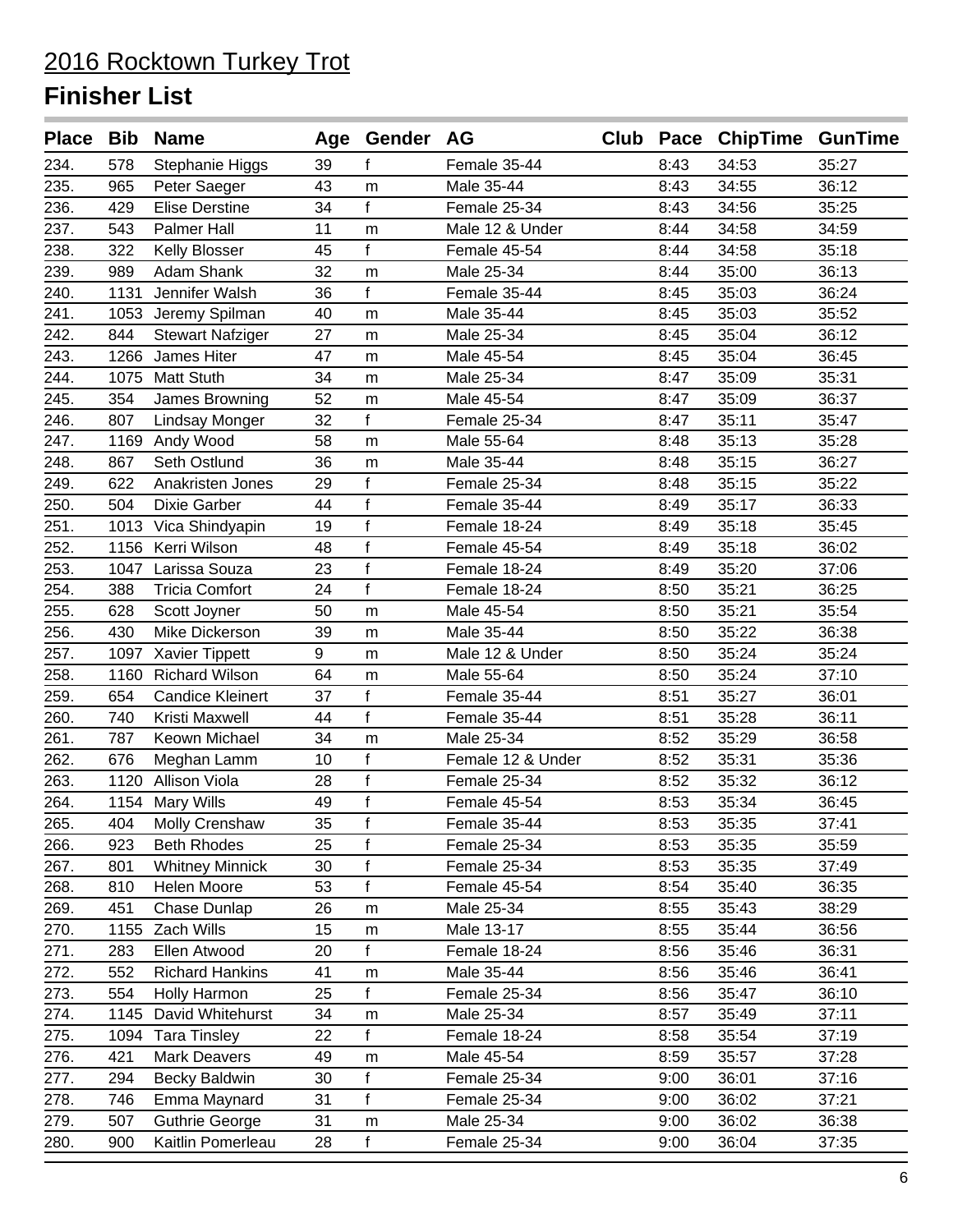# 2016 Rocktown Turkey Trot

## Finisher List

| Place | Bib | Name | Age | Gender | AG | Club | Pace | ChipTime | GunTime |
|---|---|---|---|---|---|---|---|---|---|
| 234. | 578 | Stephanie Higgs | 39 | f | Female 35-44 | | 8:43 | 34:53 | 35:27 |
| 235. | 965 | Peter Saeger | 43 | m | Male 35-44 | | 8:43 | 34:55 | 36:12 |
| 236. | 429 | Elise Derstine | 34 | f | Female 25-34 | | 8:43 | 34:56 | 35:25 |
| 237. | 543 | Palmer Hall | 11 | m | Male 12 & Under | | 8:44 | 34:58 | 34:59 |
| 238. | 322 | Kelly Blosser | 45 | f | Female 45-54 | | 8:44 | 34:58 | 35:18 |
| 239. | 989 | Adam Shank | 32 | m | Male 25-34 | | 8:44 | 35:00 | 36:13 |
| 240. | 1131 | Jennifer Walsh | 36 | f | Female 35-44 | | 8:45 | 35:03 | 36:24 |
| 241. | 1053 | Jeremy Spilman | 40 | m | Male 35-44 | | 8:45 | 35:03 | 35:52 |
| 242. | 844 | Stewart Nafziger | 27 | m | Male 25-34 | | 8:45 | 35:04 | 36:12 |
| 243. | 1266 | James Hiter | 47 | m | Male 45-54 | | 8:45 | 35:04 | 36:45 |
| 244. | 1075 | Matt Stuth | 34 | m | Male 25-34 | | 8:47 | 35:09 | 35:31 |
| 245. | 354 | James Browning | 52 | m | Male 45-54 | | 8:47 | 35:09 | 36:37 |
| 246. | 807 | Lindsay Monger | 32 | f | Female 25-34 | | 8:47 | 35:11 | 35:47 |
| 247. | 1169 | Andy Wood | 58 | m | Male 55-64 | | 8:48 | 35:13 | 35:28 |
| 248. | 867 | Seth Ostlund | 36 | m | Male 35-44 | | 8:48 | 35:15 | 36:27 |
| 249. | 622 | Anakristen Jones | 29 | f | Female 25-34 | | 8:48 | 35:15 | 35:22 |
| 250. | 504 | Dixie Garber | 44 | f | Female 35-44 | | 8:49 | 35:17 | 36:33 |
| 251. | 1013 | Vica Shindyapin | 19 | f | Female 18-24 | | 8:49 | 35:18 | 35:45 |
| 252. | 1156 | Kerri Wilson | 48 | f | Female 45-54 | | 8:49 | 35:18 | 36:02 |
| 253. | 1047 | Larissa Souza | 23 | f | Female 18-24 | | 8:49 | 35:20 | 37:06 |
| 254. | 388 | Tricia Comfort | 24 | f | Female 18-24 | | 8:50 | 35:21 | 36:25 |
| 255. | 628 | Scott Joyner | 50 | m | Male 45-54 | | 8:50 | 35:21 | 35:54 |
| 256. | 430 | Mike Dickerson | 39 | m | Male 35-44 | | 8:50 | 35:22 | 36:38 |
| 257. | 1097 | Xavier Tippett | 9 | m | Male 12 & Under | | 8:50 | 35:24 | 35:24 |
| 258. | 1160 | Richard Wilson | 64 | m | Male 55-64 | | 8:50 | 35:24 | 37:10 |
| 259. | 654 | Candice Kleinert | 37 | f | Female 35-44 | | 8:51 | 35:27 | 36:01 |
| 260. | 740 | Kristi Maxwell | 44 | f | Female 35-44 | | 8:51 | 35:28 | 36:11 |
| 261. | 787 | Keown Michael | 34 | m | Male 25-34 | | 8:52 | 35:29 | 36:58 |
| 262. | 676 | Meghan Lamm | 10 | f | Female 12 & Under | | 8:52 | 35:31 | 35:36 |
| 263. | 1120 | Allison Viola | 28 | f | Female 25-34 | | 8:52 | 35:32 | 36:12 |
| 264. | 1154 | Mary Wills | 49 | f | Female 45-54 | | 8:53 | 35:34 | 36:45 |
| 265. | 404 | Molly Crenshaw | 35 | f | Female 35-44 | | 8:53 | 35:35 | 37:41 |
| 266. | 923 | Beth Rhodes | 25 | f | Female 25-34 | | 8:53 | 35:35 | 35:59 |
| 267. | 801 | Whitney Minnick | 30 | f | Female 25-34 | | 8:53 | 35:35 | 37:49 |
| 268. | 810 | Helen Moore | 53 | f | Female 45-54 | | 8:54 | 35:40 | 36:35 |
| 269. | 451 | Chase Dunlap | 26 | m | Male 25-34 | | 8:55 | 35:43 | 38:29 |
| 270. | 1155 | Zach Wills | 15 | m | Male 13-17 | | 8:55 | 35:44 | 36:56 |
| 271. | 283 | Ellen Atwood | 20 | f | Female 18-24 | | 8:56 | 35:46 | 36:31 |
| 272. | 552 | Richard Hankins | 41 | m | Male 35-44 | | 8:56 | 35:46 | 36:41 |
| 273. | 554 | Holly Harmon | 25 | f | Female 25-34 | | 8:56 | 35:47 | 36:10 |
| 274. | 1145 | David Whitehurst | 34 | m | Male 25-34 | | 8:57 | 35:49 | 37:11 |
| 275. | 1094 | Tara Tinsley | 22 | f | Female 18-24 | | 8:58 | 35:54 | 37:19 |
| 276. | 421 | Mark Deavers | 49 | m | Male 45-54 | | 8:59 | 35:57 | 37:28 |
| 277. | 294 | Becky Baldwin | 30 | f | Female 25-34 | | 9:00 | 36:01 | 37:16 |
| 278. | 746 | Emma Maynard | 31 | f | Female 25-34 | | 9:00 | 36:02 | 37:21 |
| 279. | 507 | Guthrie George | 31 | m | Male 25-34 | | 9:00 | 36:02 | 36:38 |
| 280. | 900 | Kaitlin Pomerleau | 28 | f | Female 25-34 | | 9:00 | 36:04 | 37:35 |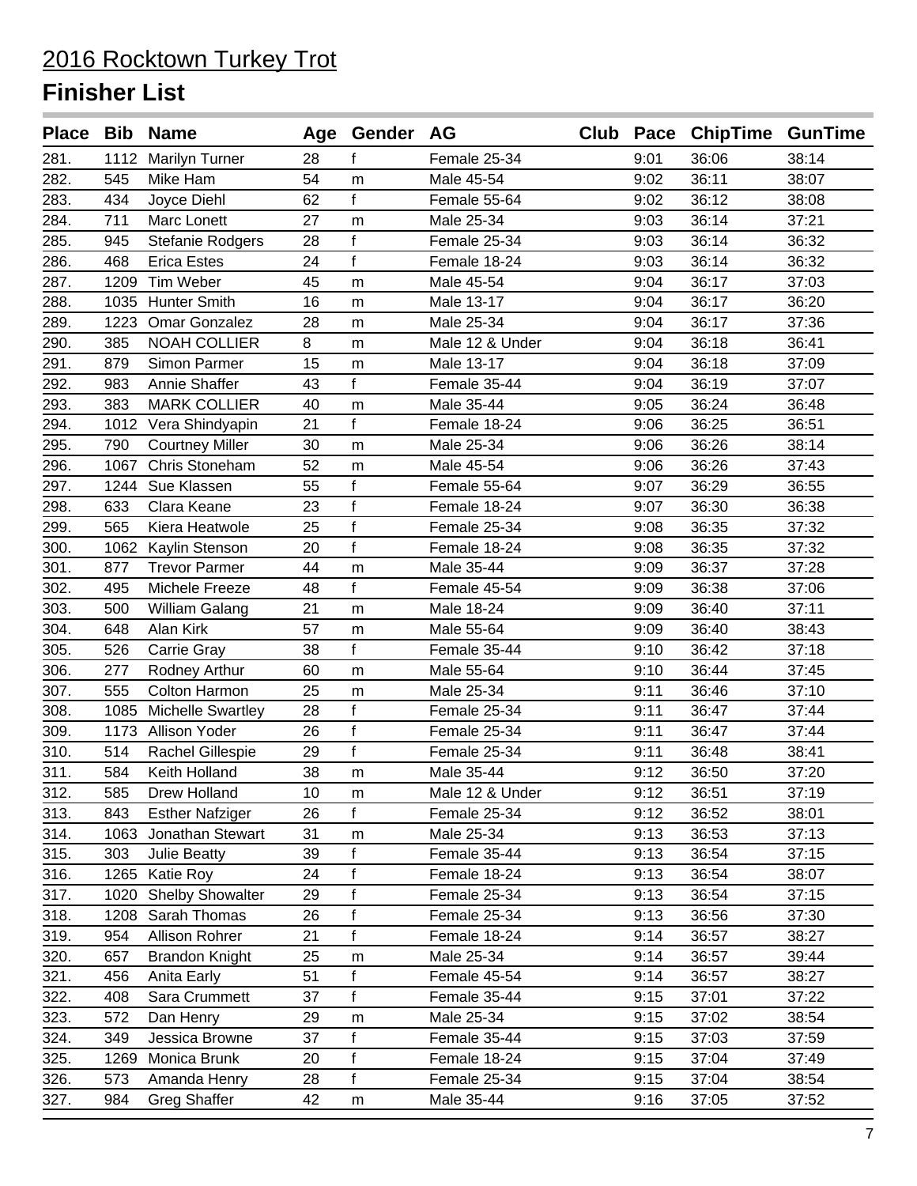# 2016 Rocktown Turkey Trot

## Finisher List

| Place | Bib | Name | Age | Gender | AG | Club | Pace | ChipTime | GunTime |
|---|---|---|---|---|---|---|---|---|---|
| 281. | 1112 | Marilyn Turner | 28 | f | Female 25-34 | | 9:01 | 36:06 | 38:14 |
| 282. | 545 | Mike Ham | 54 | m | Male 45-54 | | 9:02 | 36:11 | 38:07 |
| 283. | 434 | Joyce Diehl | 62 | f | Female 55-64 | | 9:02 | 36:12 | 38:08 |
| 284. | 711 | Marc Lonett | 27 | m | Male 25-34 | | 9:03 | 36:14 | 37:21 |
| 285. | 945 | Stefanie Rodgers | 28 | f | Female 25-34 | | 9:03 | 36:14 | 36:32 |
| 286. | 468 | Erica Estes | 24 | f | Female 18-24 | | 9:03 | 36:14 | 36:32 |
| 287. | 1209 | Tim Weber | 45 | m | Male 45-54 | | 9:04 | 36:17 | 37:03 |
| 288. | 1035 | Hunter Smith | 16 | m | Male 13-17 | | 9:04 | 36:17 | 36:20 |
| 289. | 1223 | Omar Gonzalez | 28 | m | Male 25-34 | | 9:04 | 36:17 | 37:36 |
| 290. | 385 | NOAH COLLIER | 8 | m | Male 12 & Under | | 9:04 | 36:18 | 36:41 |
| 291. | 879 | Simon Parmer | 15 | m | Male 13-17 | | 9:04 | 36:18 | 37:09 |
| 292. | 983 | Annie Shaffer | 43 | f | Female 35-44 | | 9:04 | 36:19 | 37:07 |
| 293. | 383 | MARK COLLIER | 40 | m | Male 35-44 | | 9:05 | 36:24 | 36:48 |
| 294. | 1012 | Vera Shindyapin | 21 | f | Female 18-24 | | 9:06 | 36:25 | 36:51 |
| 295. | 790 | Courtney Miller | 30 | m | Male 25-34 | | 9:06 | 36:26 | 38:14 |
| 296. | 1067 | Chris Stoneham | 52 | m | Male 45-54 | | 9:06 | 36:26 | 37:43 |
| 297. | 1244 | Sue Klassen | 55 | f | Female 55-64 | | 9:07 | 36:29 | 36:55 |
| 298. | 633 | Clara Keane | 23 | f | Female 18-24 | | 9:07 | 36:30 | 36:38 |
| 299. | 565 | Kiera Heatwole | 25 | f | Female 25-34 | | 9:08 | 36:35 | 37:32 |
| 300. | 1062 | Kaylin Stenson | 20 | f | Female 18-24 | | 9:08 | 36:35 | 37:32 |
| 301. | 877 | Trevor Parmer | 44 | m | Male 35-44 | | 9:09 | 36:37 | 37:28 |
| 302. | 495 | Michele Freeze | 48 | f | Female 45-54 | | 9:09 | 36:38 | 37:06 |
| 303. | 500 | William Galang | 21 | m | Male 18-24 | | 9:09 | 36:40 | 37:11 |
| 304. | 648 | Alan Kirk | 57 | m | Male 55-64 | | 9:09 | 36:40 | 38:43 |
| 305. | 526 | Carrie Gray | 38 | f | Female 35-44 | | 9:10 | 36:42 | 37:18 |
| 306. | 277 | Rodney Arthur | 60 | m | Male 55-64 | | 9:10 | 36:44 | 37:45 |
| 307. | 555 | Colton Harmon | 25 | m | Male 25-34 | | 9:11 | 36:46 | 37:10 |
| 308. | 1085 | Michelle Swartley | 28 | f | Female 25-34 | | 9:11 | 36:47 | 37:44 |
| 309. | 1173 | Allison Yoder | 26 | f | Female 25-34 | | 9:11 | 36:47 | 37:44 |
| 310. | 514 | Rachel Gillespie | 29 | f | Female 25-34 | | 9:11 | 36:48 | 38:41 |
| 311. | 584 | Keith Holland | 38 | m | Male 35-44 | | 9:12 | 36:50 | 37:20 |
| 312. | 585 | Drew Holland | 10 | m | Male 12 & Under | | 9:12 | 36:51 | 37:19 |
| 313. | 843 | Esther Nafziger | 26 | f | Female 25-34 | | 9:12 | 36:52 | 38:01 |
| 314. | 1063 | Jonathan Stewart | 31 | m | Male 25-34 | | 9:13 | 36:53 | 37:13 |
| 315. | 303 | Julie Beatty | 39 | f | Female 35-44 | | 9:13 | 36:54 | 37:15 |
| 316. | 1265 | Katie Roy | 24 | f | Female 18-24 | | 9:13 | 36:54 | 38:07 |
| 317. | 1020 | Shelby Showalter | 29 | f | Female 25-34 | | 9:13 | 36:54 | 37:15 |
| 318. | 1208 | Sarah Thomas | 26 | f | Female 25-34 | | 9:13 | 36:56 | 37:30 |
| 319. | 954 | Allison Rohrer | 21 | f | Female 18-24 | | 9:14 | 36:57 | 38:27 |
| 320. | 657 | Brandon Knight | 25 | m | Male 25-34 | | 9:14 | 36:57 | 39:44 |
| 321. | 456 | Anita Early | 51 | f | Female 45-54 | | 9:14 | 36:57 | 38:27 |
| 322. | 408 | Sara Crummett | 37 | f | Female 35-44 | | 9:15 | 37:01 | 37:22 |
| 323. | 572 | Dan Henry | 29 | m | Male 25-34 | | 9:15 | 37:02 | 38:54 |
| 324. | 349 | Jessica Browne | 37 | f | Female 35-44 | | 9:15 | 37:03 | 37:59 |
| 325. | 1269 | Monica Brunk | 20 | f | Female 18-24 | | 9:15 | 37:04 | 37:49 |
| 326. | 573 | Amanda Henry | 28 | f | Female 25-34 | | 9:15 | 37:04 | 38:54 |
| 327. | 984 | Greg Shaffer | 42 | m | Male 35-44 | | 9:16 | 37:05 | 37:52 |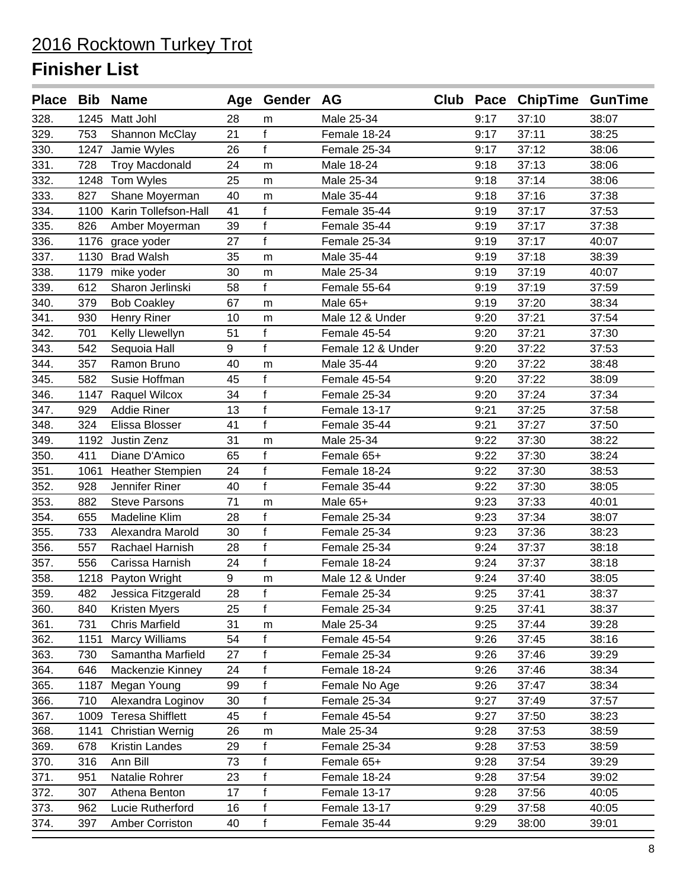# 2016 Rocktown Turkey Trot

## Finisher List

| Place | Bib | Name | Age | Gender | AG | Club | Pace | ChipTime | GunTime |
|---|---|---|---|---|---|---|---|---|---|
| 328. | 1245 | Matt Johl | 28 | m | Male 25-34 | | 9:17 | 37:10 | 38:07 |
| 329. | 753 | Shannon McClay | 21 | f | Female 18-24 | | 9:17 | 37:11 | 38:25 |
| 330. | 1247 | Jamie Wyles | 26 | f | Female 25-34 | | 9:17 | 37:12 | 38:06 |
| 331. | 728 | Troy Macdonald | 24 | m | Male 18-24 | | 9:18 | 37:13 | 38:06 |
| 332. | 1248 | Tom Wyles | 25 | m | Male 25-34 | | 9:18 | 37:14 | 38:06 |
| 333. | 827 | Shane Moyerman | 40 | m | Male 35-44 | | 9:18 | 37:16 | 37:38 |
| 334. | 1100 | Karin Tollefson-Hall | 41 | f | Female 35-44 | | 9:19 | 37:17 | 37:53 |
| 335. | 826 | Amber Moyerman | 39 | f | Female 35-44 | | 9:19 | 37:17 | 37:38 |
| 336. | 1176 | grace yoder | 27 | f | Female 25-34 | | 9:19 | 37:17 | 40:07 |
| 337. | 1130 | Brad Walsh | 35 | m | Male 35-44 | | 9:19 | 37:18 | 38:39 |
| 338. | 1179 | mike yoder | 30 | m | Male 25-34 | | 9:19 | 37:19 | 40:07 |
| 339. | 612 | Sharon Jerlinski | 58 | f | Female 55-64 | | 9:19 | 37:19 | 37:59 |
| 340. | 379 | Bob Coakley | 67 | m | Male 65+ | | 9:19 | 37:20 | 38:34 |
| 341. | 930 | Henry Riner | 10 | m | Male 12 & Under | | 9:20 | 37:21 | 37:54 |
| 342. | 701 | Kelly Llewellyn | 51 | f | Female 45-54 | | 9:20 | 37:21 | 37:30 |
| 343. | 542 | Sequoia Hall | 9 | f | Female 12 & Under | | 9:20 | 37:22 | 37:53 |
| 344. | 357 | Ramon Bruno | 40 | m | Male 35-44 | | 9:20 | 37:22 | 38:48 |
| 345. | 582 | Susie Hoffman | 45 | f | Female 45-54 | | 9:20 | 37:22 | 38:09 |
| 346. | 1147 | Raquel Wilcox | 34 | f | Female 25-34 | | 9:20 | 37:24 | 37:34 |
| 347. | 929 | Addie Riner | 13 | f | Female 13-17 | | 9:21 | 37:25 | 37:58 |
| 348. | 324 | Elissa Blosser | 41 | f | Female 35-44 | | 9:21 | 37:27 | 37:50 |
| 349. | 1192 | Justin Zenz | 31 | m | Male 25-34 | | 9:22 | 37:30 | 38:22 |
| 350. | 411 | Diane D'Amico | 65 | f | Female 65+ | | 9:22 | 37:30 | 38:24 |
| 351. | 1061 | Heather Stempien | 24 | f | Female 18-24 | | 9:22 | 37:30 | 38:53 |
| 352. | 928 | Jennifer Riner | 40 | f | Female 35-44 | | 9:22 | 37:30 | 38:05 |
| 353. | 882 | Steve Parsons | 71 | m | Male 65+ | | 9:23 | 37:33 | 40:01 |
| 354. | 655 | Madeline Klim | 28 | f | Female 25-34 | | 9:23 | 37:34 | 38:07 |
| 355. | 733 | Alexandra Marold | 30 | f | Female 25-34 | | 9:23 | 37:36 | 38:23 |
| 356. | 557 | Rachael Harnish | 28 | f | Female 25-34 | | 9:24 | 37:37 | 38:18 |
| 357. | 556 | Carissa Harnish | 24 | f | Female 18-24 | | 9:24 | 37:37 | 38:18 |
| 358. | 1218 | Payton Wright | 9 | m | Male 12 & Under | | 9:24 | 37:40 | 38:05 |
| 359. | 482 | Jessica Fitzgerald | 28 | f | Female 25-34 | | 9:25 | 37:41 | 38:37 |
| 360. | 840 | Kristen Myers | 25 | f | Female 25-34 | | 9:25 | 37:41 | 38:37 |
| 361. | 731 | Chris Marfield | 31 | m | Male 25-34 | | 9:25 | 37:44 | 39:28 |
| 362. | 1151 | Marcy Williams | 54 | f | Female 45-54 | | 9:26 | 37:45 | 38:16 |
| 363. | 730 | Samantha Marfield | 27 | f | Female 25-34 | | 9:26 | 37:46 | 39:29 |
| 364. | 646 | Mackenzie Kinney | 24 | f | Female 18-24 | | 9:26 | 37:46 | 38:34 |
| 365. | 1187 | Megan Young | 99 | f | Female No Age | | 9:26 | 37:47 | 38:34 |
| 366. | 710 | Alexandra Loginov | 30 | f | Female 25-34 | | 9:27 | 37:49 | 37:57 |
| 367. | 1009 | Teresa Shifflett | 45 | f | Female 45-54 | | 9:27 | 37:50 | 38:23 |
| 368. | 1141 | Christian Wernig | 26 | m | Male 25-34 | | 9:28 | 37:53 | 38:59 |
| 369. | 678 | Kristin Landes | 29 | f | Female 25-34 | | 9:28 | 37:53 | 38:59 |
| 370. | 316 | Ann Bill | 73 | f | Female 65+ | | 9:28 | 37:54 | 39:29 |
| 371. | 951 | Natalie Rohrer | 23 | f | Female 18-24 | | 9:28 | 37:54 | 39:02 |
| 372. | 307 | Athena Benton | 17 | f | Female 13-17 | | 9:28 | 37:56 | 40:05 |
| 373. | 962 | Lucie Rutherford | 16 | f | Female 13-17 | | 9:29 | 37:58 | 40:05 |
| 374. | 397 | Amber Corriston | 40 | f | Female 35-44 | | 9:29 | 38:00 | 39:01 |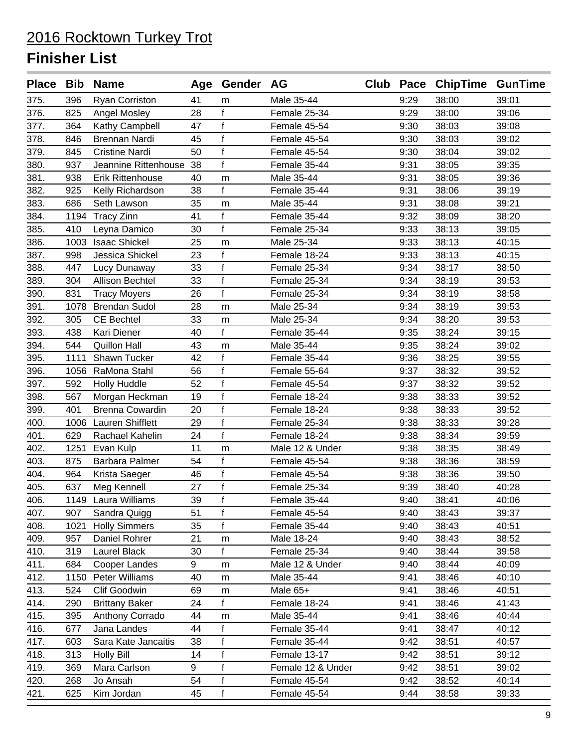## 2016 Rocktown Turkey Trot

# Finisher List

| Place | Bib | Name | Age | Gender | AG | Club | Pace | ChipTime | GunTime |
|---|---|---|---|---|---|---|---|---|---|
| 375. | 396 | Ryan Corriston | 41 | m | Male 35-44 | | 9:29 | 38:00 | 39:01 |
| 376. | 825 | Angel Mosley | 28 | f | Female 25-34 | | 9:29 | 38:00 | 39:06 |
| 377. | 364 | Kathy Campbell | 47 | f | Female 45-54 | | 9:30 | 38:03 | 39:08 |
| 378. | 846 | Brennan Nardi | 45 | f | Female 45-54 | | 9:30 | 38:03 | 39:02 |
| 379. | 845 | Cristine Nardi | 50 | f | Female 45-54 | | 9:30 | 38:04 | 39:02 |
| 380. | 937 | Jeannine Rittenhouse | 38 | f | Female 35-44 | | 9:31 | 38:05 | 39:35 |
| 381. | 938 | Erik Rittenhouse | 40 | m | Male 35-44 | | 9:31 | 38:05 | 39:36 |
| 382. | 925 | Kelly Richardson | 38 | f | Female 35-44 | | 9:31 | 38:06 | 39:19 |
| 383. | 686 | Seth Lawson | 35 | m | Male 35-44 | | 9:31 | 38:08 | 39:21 |
| 384. | 1194 | Tracy Zinn | 41 | f | Female 35-44 | | 9:32 | 38:09 | 38:20 |
| 385. | 410 | Leyna Damico | 30 | f | Female 25-34 | | 9:33 | 38:13 | 39:05 |
| 386. | 1003 | Isaac Shickel | 25 | m | Male 25-34 | | 9:33 | 38:13 | 40:15 |
| 387. | 998 | Jessica Shickel | 23 | f | Female 18-24 | | 9:33 | 38:13 | 40:15 |
| 388. | 447 | Lucy Dunaway | 33 | f | Female 25-34 | | 9:34 | 38:17 | 38:50 |
| 389. | 304 | Allison Bechtel | 33 | f | Female 25-34 | | 9:34 | 38:19 | 39:53 |
| 390. | 831 | Tracy Moyers | 26 | f | Female 25-34 | | 9:34 | 38:19 | 38:58 |
| 391. | 1078 | Brendan Sudol | 28 | m | Male 25-34 | | 9:34 | 38:19 | 39:53 |
| 392. | 305 | CE Bechtel | 33 | m | Male 25-34 | | 9:34 | 38:20 | 39:53 |
| 393. | 438 | Kari Diener | 40 | f | Female 35-44 | | 9:35 | 38:24 | 39:15 |
| 394. | 544 | Quillon Hall | 43 | m | Male 35-44 | | 9:35 | 38:24 | 39:02 |
| 395. | 1111 | Shawn Tucker | 42 | f | Female 35-44 | | 9:36 | 38:25 | 39:55 |
| 396. | 1056 | RaMona Stahl | 56 | f | Female 55-64 | | 9:37 | 38:32 | 39:52 |
| 397. | 592 | Holly Huddle | 52 | f | Female 45-54 | | 9:37 | 38:32 | 39:52 |
| 398. | 567 | Morgan Heckman | 19 | f | Female 18-24 | | 9:38 | 38:33 | 39:52 |
| 399. | 401 | Brenna Cowardin | 20 | f | Female 18-24 | | 9:38 | 38:33 | 39:52 |
| 400. | 1006 | Lauren Shifflett | 29 | f | Female 25-34 | | 9:38 | 38:33 | 39:28 |
| 401. | 629 | Rachael Kahelin | 24 | f | Female 18-24 | | 9:38 | 38:34 | 39:59 |
| 402. | 1251 | Evan Kulp | 11 | m | Male 12 & Under | | 9:38 | 38:35 | 38:49 |
| 403. | 875 | Barbara Palmer | 54 | f | Female 45-54 | | 9:38 | 38:36 | 38:59 |
| 404. | 964 | Krista Saeger | 46 | f | Female 45-54 | | 9:38 | 38:36 | 39:50 |
| 405. | 637 | Meg Kennell | 27 | f | Female 25-34 | | 9:39 | 38:40 | 40:28 |
| 406. | 1149 | Laura Williams | 39 | f | Female 35-44 | | 9:40 | 38:41 | 40:06 |
| 407. | 907 | Sandra Quigg | 51 | f | Female 45-54 | | 9:40 | 38:43 | 39:37 |
| 408. | 1021 | Holly Simmers | 35 | f | Female 35-44 | | 9:40 | 38:43 | 40:51 |
| 409. | 957 | Daniel Rohrer | 21 | m | Male 18-24 | | 9:40 | 38:43 | 38:52 |
| 410. | 319 | Laurel Black | 30 | f | Female 25-34 | | 9:40 | 38:44 | 39:58 |
| 411. | 684 | Cooper Landes | 9 | m | Male 12 & Under | | 9:40 | 38:44 | 40:09 |
| 412. | 1150 | Peter Williams | 40 | m | Male 35-44 | | 9:41 | 38:46 | 40:10 |
| 413. | 524 | Clif Goodwin | 69 | m | Male 65+ | | 9:41 | 38:46 | 40:51 |
| 414. | 290 | Brittany Baker | 24 | f | Female 18-24 | | 9:41 | 38:46 | 41:43 |
| 415. | 395 | Anthony Corrado | 44 | m | Male 35-44 | | 9:41 | 38:46 | 40:44 |
| 416. | 677 | Jana Landes | 44 | f | Female 35-44 | | 9:41 | 38:47 | 40:12 |
| 417. | 603 | Sara Kate Jancaitis | 38 | f | Female 35-44 | | 9:42 | 38:51 | 40:57 |
| 418. | 313 | Holly Bill | 14 | f | Female 13-17 | | 9:42 | 38:51 | 39:12 |
| 419. | 369 | Mara Carlson | 9 | f | Female 12 & Under | | 9:42 | 38:51 | 39:02 |
| 420. | 268 | Jo Ansah | 54 | f | Female 45-54 | | 9:42 | 38:52 | 40:14 |
| 421. | 625 | Kim Jordan | 45 | f | Female 45-54 | | 9:44 | 38:58 | 39:33 |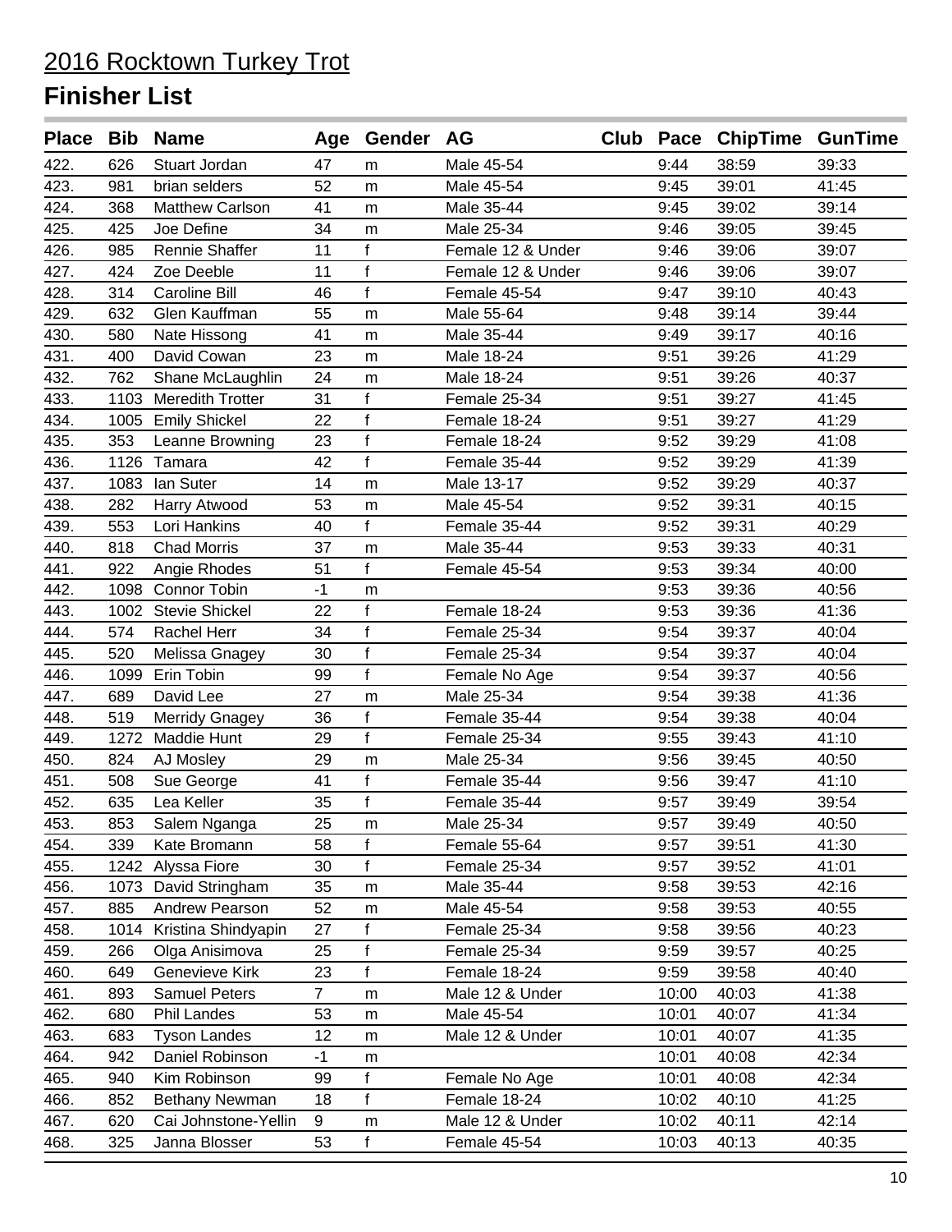# 2016 Rocktown Turkey Trot

## Finisher List

| Place | Bib | Name | Age | Gender | AG | Club | Pace | ChipTime | GunTime |
|---|---|---|---|---|---|---|---|---|---|
| 422. | 626 | Stuart Jordan | 47 | m | Male 45-54 | | 9:44 | 38:59 | 39:33 |
| 423. | 981 | brian selders | 52 | m | Male 45-54 | | 9:45 | 39:01 | 41:45 |
| 424. | 368 | Matthew Carlson | 41 | m | Male 35-44 | | 9:45 | 39:02 | 39:14 |
| 425. | 425 | Joe Define | 34 | m | Male 25-34 | | 9:46 | 39:05 | 39:45 |
| 426. | 985 | Rennie Shaffer | 11 | f | Female 12 & Under | | 9:46 | 39:06 | 39:07 |
| 427. | 424 | Zoe Deeble | 11 | f | Female 12 & Under | | 9:46 | 39:06 | 39:07 |
| 428. | 314 | Caroline Bill | 46 | f | Female 45-54 | | 9:47 | 39:10 | 40:43 |
| 429. | 632 | Glen Kauffman | 55 | m | Male 55-64 | | 9:48 | 39:14 | 39:44 |
| 430. | 580 | Nate Hissong | 41 | m | Male 35-44 | | 9:49 | 39:17 | 40:16 |
| 431. | 400 | David Cowan | 23 | m | Male 18-24 | | 9:51 | 39:26 | 41:29 |
| 432. | 762 | Shane McLaughlin | 24 | m | Male 18-24 | | 9:51 | 39:26 | 40:37 |
| 433. | 1103 | Meredith Trotter | 31 | f | Female 25-34 | | 9:51 | 39:27 | 41:45 |
| 434. | 1005 | Emily Shickel | 22 | f | Female 18-24 | | 9:51 | 39:27 | 41:29 |
| 435. | 353 | Leanne Browning | 23 | f | Female 18-24 | | 9:52 | 39:29 | 41:08 |
| 436. | 1126 | Tamara | 42 | f | Female 35-44 | | 9:52 | 39:29 | 41:39 |
| 437. | 1083 | Ian Suter | 14 | m | Male 13-17 | | 9:52 | 39:29 | 40:37 |
| 438. | 282 | Harry Atwood | 53 | m | Male 45-54 | | 9:52 | 39:31 | 40:15 |
| 439. | 553 | Lori Hankins | 40 | f | Female 35-44 | | 9:52 | 39:31 | 40:29 |
| 440. | 818 | Chad Morris | 37 | m | Male 35-44 | | 9:53 | 39:33 | 40:31 |
| 441. | 922 | Angie Rhodes | 51 | f | Female 45-54 | | 9:53 | 39:34 | 40:00 |
| 442. | 1098 | Connor Tobin | -1 | m | | | 9:53 | 39:36 | 40:56 |
| 443. | 1002 | Stevie Shickel | 22 | f | Female 18-24 | | 9:53 | 39:36 | 41:36 |
| 444. | 574 | Rachel Herr | 34 | f | Female 25-34 | | 9:54 | 39:37 | 40:04 |
| 445. | 520 | Melissa Gnagey | 30 | f | Female 25-34 | | 9:54 | 39:37 | 40:04 |
| 446. | 1099 | Erin Tobin | 99 | f | Female No Age | | 9:54 | 39:37 | 40:56 |
| 447. | 689 | David Lee | 27 | m | Male 25-34 | | 9:54 | 39:38 | 41:36 |
| 448. | 519 | Merridy Gnagey | 36 | f | Female 35-44 | | 9:54 | 39:38 | 40:04 |
| 449. | 1272 | Maddie Hunt | 29 | f | Female 25-34 | | 9:55 | 39:43 | 41:10 |
| 450. | 824 | AJ Mosley | 29 | m | Male 25-34 | | 9:56 | 39:45 | 40:50 |
| 451. | 508 | Sue George | 41 | f | Female 35-44 | | 9:56 | 39:47 | 41:10 |
| 452. | 635 | Lea Keller | 35 | f | Female 35-44 | | 9:57 | 39:49 | 39:54 |
| 453. | 853 | Salem Nganga | 25 | m | Male 25-34 | | 9:57 | 39:49 | 40:50 |
| 454. | 339 | Kate Bromann | 58 | f | Female 55-64 | | 9:57 | 39:51 | 41:30 |
| 455. | 1242 | Alyssa Fiore | 30 | f | Female 25-34 | | 9:57 | 39:52 | 41:01 |
| 456. | 1073 | David Stringham | 35 | m | Male 35-44 | | 9:58 | 39:53 | 42:16 |
| 457. | 885 | Andrew Pearson | 52 | m | Male 45-54 | | 9:58 | 39:53 | 40:55 |
| 458. | 1014 | Kristina Shindyapin | 27 | f | Female 25-34 | | 9:58 | 39:56 | 40:23 |
| 459. | 266 | Olga Anisimova | 25 | f | Female 25-34 | | 9:59 | 39:57 | 40:25 |
| 460. | 649 | Genevieve Kirk | 23 | f | Female 18-24 | | 9:59 | 39:58 | 40:40 |
| 461. | 893 | Samuel Peters | 7 | m | Male 12 & Under | | 10:00 | 40:03 | 41:38 |
| 462. | 680 | Phil Landes | 53 | m | Male 45-54 | | 10:01 | 40:07 | 41:34 |
| 463. | 683 | Tyson Landes | 12 | m | Male 12 & Under | | 10:01 | 40:07 | 41:35 |
| 464. | 942 | Daniel Robinson | -1 | m | | | 10:01 | 40:08 | 42:34 |
| 465. | 940 | Kim Robinson | 99 | f | Female No Age | | 10:01 | 40:08 | 42:34 |
| 466. | 852 | Bethany Newman | 18 | f | Female 18-24 | | 10:02 | 40:10 | 41:25 |
| 467. | 620 | Cai Johnstone-Yellin | 9 | m | Male 12 & Under | | 10:02 | 40:11 | 42:14 |
| 468. | 325 | Janna Blosser | 53 | f | Female 45-54 | | 10:03 | 40:13 | 40:35 |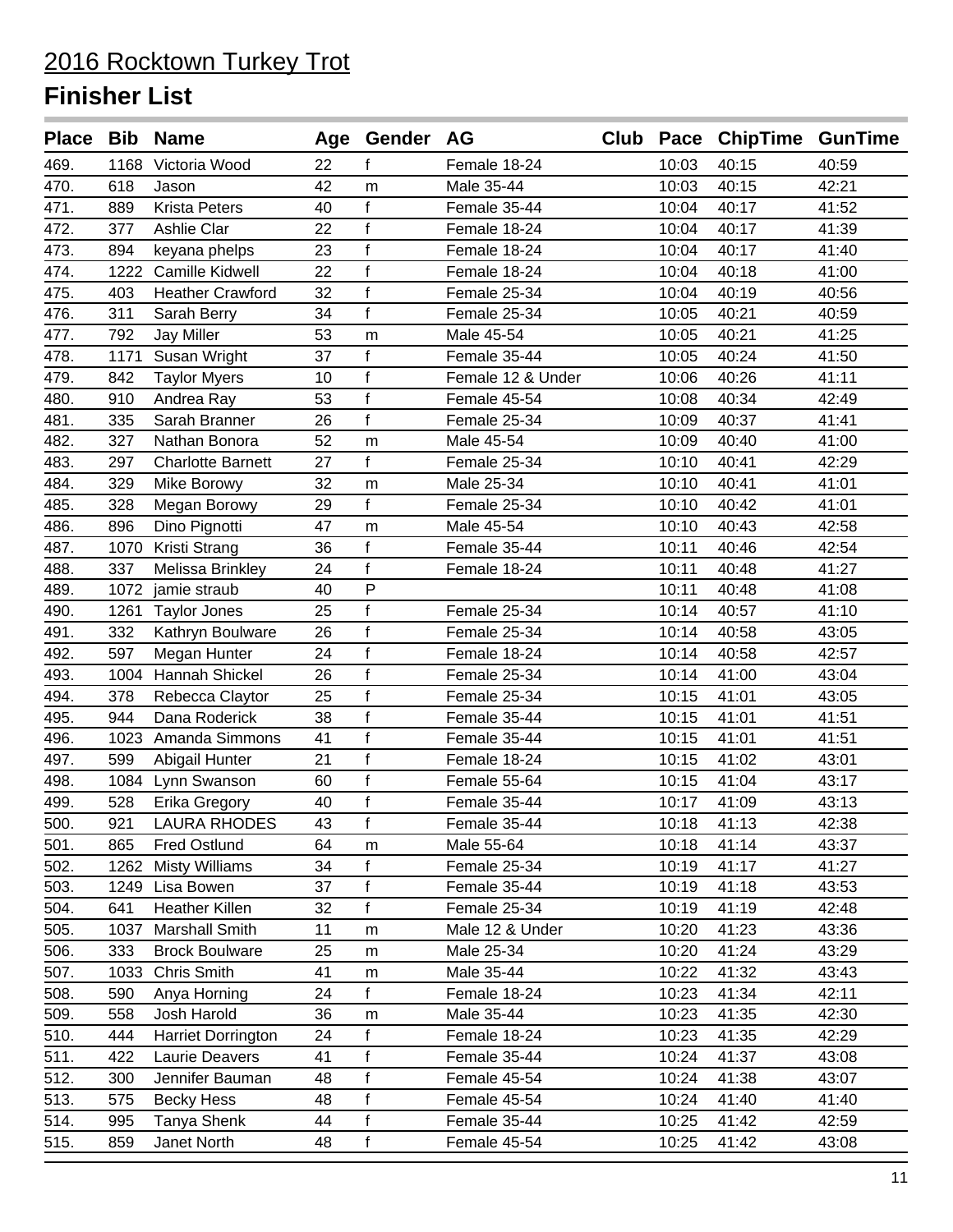# 2016 Rocktown Turkey Trot

## Finisher List

| Place | Bib | Name | Age | Gender | AG | Club | Pace | ChipTime | GunTime |
|---|---|---|---|---|---|---|---|---|---|
| 469. | 1168 | Victoria Wood | 22 | f | Female 18-24 | | 10:03 | 40:15 | 40:59 |
| 470. | 618 | Jason | 42 | m | Male 35-44 | | 10:03 | 40:15 | 42:21 |
| 471. | 889 | Krista Peters | 40 | f | Female 35-44 | | 10:04 | 40:17 | 41:52 |
| 472. | 377 | Ashlie Clar | 22 | f | Female 18-24 | | 10:04 | 40:17 | 41:39 |
| 473. | 894 | keyana phelps | 23 | f | Female 18-24 | | 10:04 | 40:17 | 41:40 |
| 474. | 1222 | Camille Kidwell | 22 | f | Female 18-24 | | 10:04 | 40:18 | 41:00 |
| 475. | 403 | Heather Crawford | 32 | f | Female 25-34 | | 10:04 | 40:19 | 40:56 |
| 476. | 311 | Sarah Berry | 34 | f | Female 25-34 | | 10:05 | 40:21 | 40:59 |
| 477. | 792 | Jay Miller | 53 | m | Male 45-54 | | 10:05 | 40:21 | 41:25 |
| 478. | 1171 | Susan Wright | 37 | f | Female 35-44 | | 10:05 | 40:24 | 41:50 |
| 479. | 842 | Taylor Myers | 10 | f | Female 12 & Under | | 10:06 | 40:26 | 41:11 |
| 480. | 910 | Andrea Ray | 53 | f | Female 45-54 | | 10:08 | 40:34 | 42:49 |
| 481. | 335 | Sarah Branner | 26 | f | Female 25-34 | | 10:09 | 40:37 | 41:41 |
| 482. | 327 | Nathan Bonora | 52 | m | Male 45-54 | | 10:09 | 40:40 | 41:00 |
| 483. | 297 | Charlotte Barnett | 27 | f | Female 25-34 | | 10:10 | 40:41 | 42:29 |
| 484. | 329 | Mike Borowy | 32 | m | Male 25-34 | | 10:10 | 40:41 | 41:01 |
| 485. | 328 | Megan Borowy | 29 | f | Female 25-34 | | 10:10 | 40:42 | 41:01 |
| 486. | 896 | Dino Pignotti | 47 | m | Male 45-54 | | 10:10 | 40:43 | 42:58 |
| 487. | 1070 | Kristi Strang | 36 | f | Female 35-44 | | 10:11 | 40:46 | 42:54 |
| 488. | 337 | Melissa Brinkley | 24 | f | Female 18-24 | | 10:11 | 40:48 | 41:27 |
| 489. | 1072 | jamie straub | 40 | P | | | 10:11 | 40:48 | 41:08 |
| 490. | 1261 | Taylor Jones | 25 | f | Female 25-34 | | 10:14 | 40:57 | 41:10 |
| 491. | 332 | Kathryn Boulware | 26 | f | Female 25-34 | | 10:14 | 40:58 | 43:05 |
| 492. | 597 | Megan Hunter | 24 | f | Female 18-24 | | 10:14 | 40:58 | 42:57 |
| 493. | 1004 | Hannah Shickel | 26 | f | Female 25-34 | | 10:14 | 41:00 | 43:04 |
| 494. | 378 | Rebecca Claytor | 25 | f | Female 25-34 | | 10:15 | 41:01 | 43:05 |
| 495. | 944 | Dana Roderick | 38 | f | Female 35-44 | | 10:15 | 41:01 | 41:51 |
| 496. | 1023 | Amanda Simmons | 41 | f | Female 35-44 | | 10:15 | 41:01 | 41:51 |
| 497. | 599 | Abigail Hunter | 21 | f | Female 18-24 | | 10:15 | 41:02 | 43:01 |
| 498. | 1084 | Lynn Swanson | 60 | f | Female 55-64 | | 10:15 | 41:04 | 43:17 |
| 499. | 528 | Erika Gregory | 40 | f | Female 35-44 | | 10:17 | 41:09 | 43:13 |
| 500. | 921 | LAURA RHODES | 43 | f | Female 35-44 | | 10:18 | 41:13 | 42:38 |
| 501. | 865 | Fred Ostlund | 64 | m | Male 55-64 | | 10:18 | 41:14 | 43:37 |
| 502. | 1262 | Misty Williams | 34 | f | Female 25-34 | | 10:19 | 41:17 | 41:27 |
| 503. | 1249 | Lisa Bowen | 37 | f | Female 35-44 | | 10:19 | 41:18 | 43:53 |
| 504. | 641 | Heather Killen | 32 | f | Female 25-34 | | 10:19 | 41:19 | 42:48 |
| 505. | 1037 | Marshall Smith | 11 | m | Male 12 & Under | | 10:20 | 41:23 | 43:36 |
| 506. | 333 | Brock Boulware | 25 | m | Male 25-34 | | 10:20 | 41:24 | 43:29 |
| 507. | 1033 | Chris Smith | 41 | m | Male 35-44 | | 10:22 | 41:32 | 43:43 |
| 508. | 590 | Anya Horning | 24 | f | Female 18-24 | | 10:23 | 41:34 | 42:11 |
| 509. | 558 | Josh Harold | 36 | m | Male 35-44 | | 10:23 | 41:35 | 42:30 |
| 510. | 444 | Harriet Dorrington | 24 | f | Female 18-24 | | 10:23 | 41:35 | 42:29 |
| 511. | 422 | Laurie Deavers | 41 | f | Female 35-44 | | 10:24 | 41:37 | 43:08 |
| 512. | 300 | Jennifer Bauman | 48 | f | Female 45-54 | | 10:24 | 41:38 | 43:07 |
| 513. | 575 | Becky Hess | 48 | f | Female 45-54 | | 10:24 | 41:40 | 41:40 |
| 514. | 995 | Tanya Shenk | 44 | f | Female 35-44 | | 10:25 | 41:42 | 42:59 |
| 515. | 859 | Janet North | 48 | f | Female 45-54 | | 10:25 | 41:42 | 43:08 |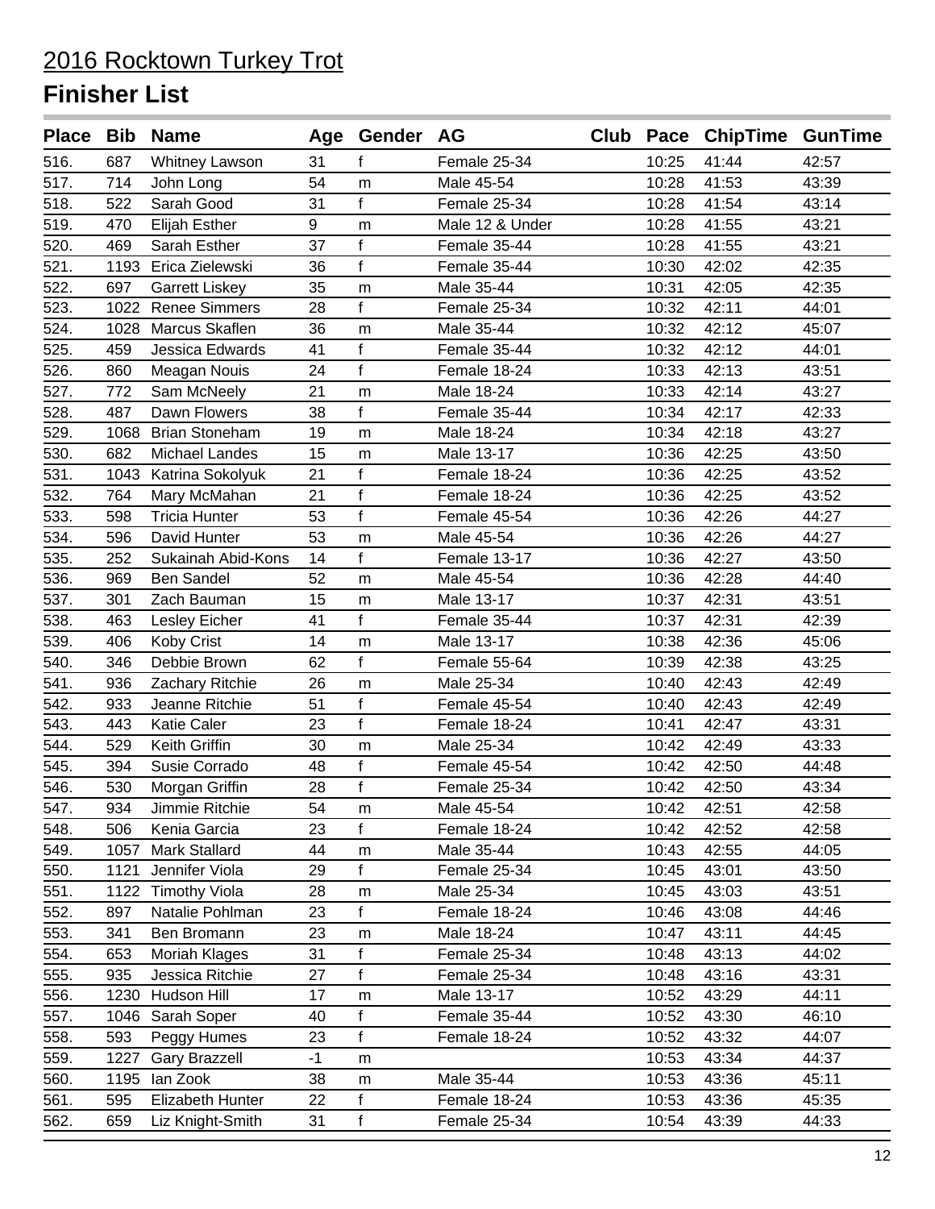# 2016 Rocktown Turkey Trot

## Finisher List

| Place | Bib | Name | Age | Gender | AG | Club | Pace | ChipTime | GunTime |
|---|---|---|---|---|---|---|---|---|---|
| 516. | 687 | Whitney Lawson | 31 | f | Female 25-34 | | 10:25 | 41:44 | 42:57 |
| 517. | 714 | John Long | 54 | m | Male 45-54 | | 10:28 | 41:53 | 43:39 |
| 518. | 522 | Sarah Good | 31 | f | Female 25-34 | | 10:28 | 41:54 | 43:14 |
| 519. | 470 | Elijah Esther | 9 | m | Male 12 & Under | | 10:28 | 41:55 | 43:21 |
| 520. | 469 | Sarah Esther | 37 | f | Female 35-44 | | 10:28 | 41:55 | 43:21 |
| 521. | 1193 | Erica Zielewski | 36 | f | Female 35-44 | | 10:30 | 42:02 | 42:35 |
| 522. | 697 | Garrett Liskey | 35 | m | Male 35-44 | | 10:31 | 42:05 | 42:35 |
| 523. | 1022 | Renee Simmers | 28 | f | Female 25-34 | | 10:32 | 42:11 | 44:01 |
| 524. | 1028 | Marcus Skaflen | 36 | m | Male 35-44 | | 10:32 | 42:12 | 45:07 |
| 525. | 459 | Jessica Edwards | 41 | f | Female 35-44 | | 10:32 | 42:12 | 44:01 |
| 526. | 860 | Meagan Nouis | 24 | f | Female 18-24 | | 10:33 | 42:13 | 43:51 |
| 527. | 772 | Sam McNeely | 21 | m | Male 18-24 | | 10:33 | 42:14 | 43:27 |
| 528. | 487 | Dawn Flowers | 38 | f | Female 35-44 | | 10:34 | 42:17 | 42:33 |
| 529. | 1068 | Brian Stoneham | 19 | m | Male 18-24 | | 10:34 | 42:18 | 43:27 |
| 530. | 682 | Michael Landes | 15 | m | Male 13-17 | | 10:36 | 42:25 | 43:50 |
| 531. | 1043 | Katrina Sokolyuk | 21 | f | Female 18-24 | | 10:36 | 42:25 | 43:52 |
| 532. | 764 | Mary McMahan | 21 | f | Female 18-24 | | 10:36 | 42:25 | 43:52 |
| 533. | 598 | Tricia Hunter | 53 | f | Female 45-54 | | 10:36 | 42:26 | 44:27 |
| 534. | 596 | David Hunter | 53 | m | Male 45-54 | | 10:36 | 42:26 | 44:27 |
| 535. | 252 | Sukainah Abid-Kons | 14 | f | Female 13-17 | | 10:36 | 42:27 | 43:50 |
| 536. | 969 | Ben Sandel | 52 | m | Male 45-54 | | 10:36 | 42:28 | 44:40 |
| 537. | 301 | Zach Bauman | 15 | m | Male 13-17 | | 10:37 | 42:31 | 43:51 |
| 538. | 463 | Lesley Eicher | 41 | f | Female 35-44 | | 10:37 | 42:31 | 42:39 |
| 539. | 406 | Koby Crist | 14 | m | Male 13-17 | | 10:38 | 42:36 | 45:06 |
| 540. | 346 | Debbie Brown | 62 | f | Female 55-64 | | 10:39 | 42:38 | 43:25 |
| 541. | 936 | Zachary Ritchie | 26 | m | Male 25-34 | | 10:40 | 42:43 | 42:49 |
| 542. | 933 | Jeanne Ritchie | 51 | f | Female 45-54 | | 10:40 | 42:43 | 42:49 |
| 543. | 443 | Katie Caler | 23 | f | Female 18-24 | | 10:41 | 42:47 | 43:31 |
| 544. | 529 | Keith Griffin | 30 | m | Male 25-34 | | 10:42 | 42:49 | 43:33 |
| 545. | 394 | Susie Corrado | 48 | f | Female 45-54 | | 10:42 | 42:50 | 44:48 |
| 546. | 530 | Morgan Griffin | 28 | f | Female 25-34 | | 10:42 | 42:50 | 43:34 |
| 547. | 934 | Jimmie Ritchie | 54 | m | Male 45-54 | | 10:42 | 42:51 | 42:58 |
| 548. | 506 | Kenia Garcia | 23 | f | Female 18-24 | | 10:42 | 42:52 | 42:58 |
| 549. | 1057 | Mark Stallard | 44 | m | Male 35-44 | | 10:43 | 42:55 | 44:05 |
| 550. | 1121 | Jennifer Viola | 29 | f | Female 25-34 | | 10:45 | 43:01 | 43:50 |
| 551. | 1122 | Timothy Viola | 28 | m | Male 25-34 | | 10:45 | 43:03 | 43:51 |
| 552. | 897 | Natalie Pohlman | 23 | f | Female 18-24 | | 10:46 | 43:08 | 44:46 |
| 553. | 341 | Ben Bromann | 23 | m | Male 18-24 | | 10:47 | 43:11 | 44:45 |
| 554. | 653 | Moriah Klages | 31 | f | Female 25-34 | | 10:48 | 43:13 | 44:02 |
| 555. | 935 | Jessica Ritchie | 27 | f | Female 25-34 | | 10:48 | 43:16 | 43:31 |
| 556. | 1230 | Hudson Hill | 17 | m | Male 13-17 | | 10:52 | 43:29 | 44:11 |
| 557. | 1046 | Sarah Soper | 40 | f | Female 35-44 | | 10:52 | 43:30 | 46:10 |
| 558. | 593 | Peggy Humes | 23 | f | Female 18-24 | | 10:52 | 43:32 | 44:07 |
| 559. | 1227 | Gary Brazzell | -1 | m | | | 10:53 | 43:34 | 44:37 |
| 560. | 1195 | Ian Zook | 38 | m | Male 35-44 | | 10:53 | 43:36 | 45:11 |
| 561. | 595 | Elizabeth Hunter | 22 | f | Female 18-24 | | 10:53 | 43:36 | 45:35 |
| 562. | 659 | Liz Knight-Smith | 31 | f | Female 25-34 | | 10:54 | 43:39 | 44:33 |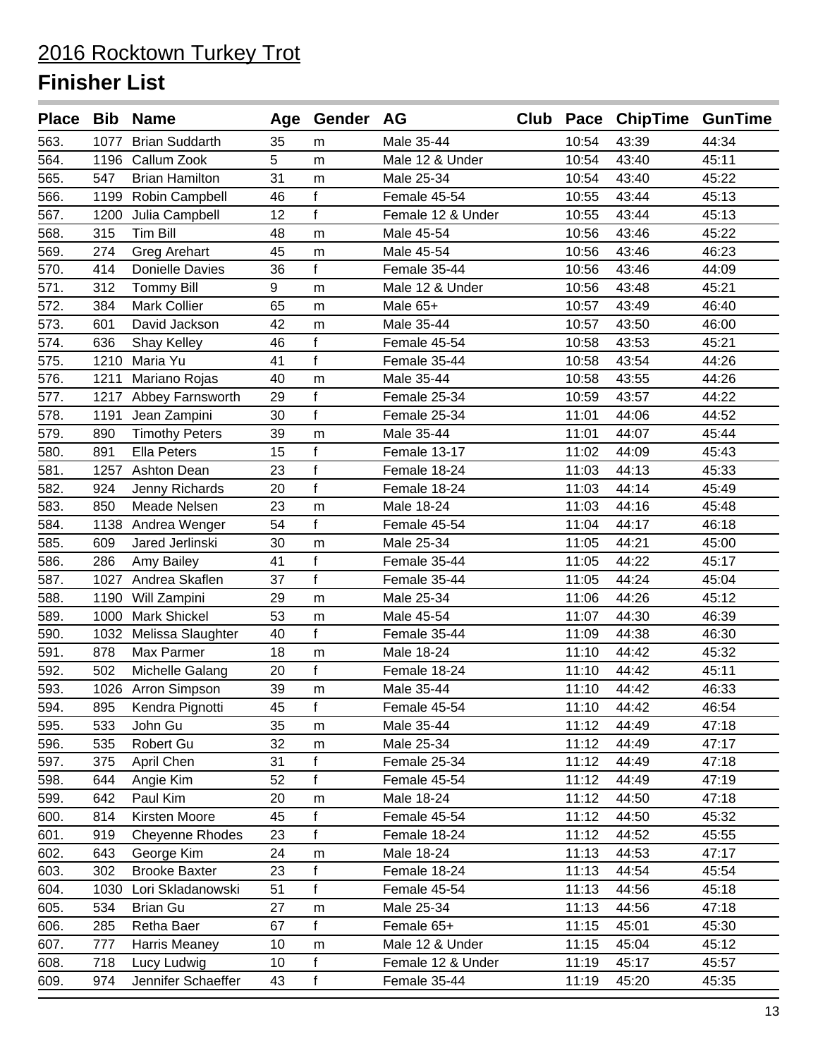# 2016 Rocktown Turkey Trot

## Finisher List

| Place | Bib | Name | Age | Gender | AG | Club | Pace | ChipTime | GunTime |
|---|---|---|---|---|---|---|---|---|---|
| 563. | 1077 | Brian Suddarth | 35 | m | Male 35-44 | | 10:54 | 43:39 | 44:34 |
| 564. | 1196 | Callum Zook | 5 | m | Male 12 & Under | | 10:54 | 43:40 | 45:11 |
| 565. | 547 | Brian Hamilton | 31 | m | Male 25-34 | | 10:54 | 43:40 | 45:22 |
| 566. | 1199 | Robin Campbell | 46 | f | Female 45-54 | | 10:55 | 43:44 | 45:13 |
| 567. | 1200 | Julia Campbell | 12 | f | Female 12 & Under | | 10:55 | 43:44 | 45:13 |
| 568. | 315 | Tim Bill | 48 | m | Male 45-54 | | 10:56 | 43:46 | 45:22 |
| 569. | 274 | Greg Arehart | 45 | m | Male 45-54 | | 10:56 | 43:46 | 46:23 |
| 570. | 414 | Donielle Davies | 36 | f | Female 35-44 | | 10:56 | 43:46 | 44:09 |
| 571. | 312 | Tommy Bill | 9 | m | Male 12 & Under | | 10:56 | 43:48 | 45:21 |
| 572. | 384 | Mark Collier | 65 | m | Male 65+ | | 10:57 | 43:49 | 46:40 |
| 573. | 601 | David Jackson | 42 | m | Male 35-44 | | 10:57 | 43:50 | 46:00 |
| 574. | 636 | Shay Kelley | 46 | f | Female 45-54 | | 10:58 | 43:53 | 45:21 |
| 575. | 1210 | Maria Yu | 41 | f | Female 35-44 | | 10:58 | 43:54 | 44:26 |
| 576. | 1211 | Mariano Rojas | 40 | m | Male 35-44 | | 10:58 | 43:55 | 44:26 |
| 577. | 1217 | Abbey Farnsworth | 29 | f | Female 25-34 | | 10:59 | 43:57 | 44:22 |
| 578. | 1191 | Jean Zampini | 30 | f | Female 25-34 | | 11:01 | 44:06 | 44:52 |
| 579. | 890 | Timothy Peters | 39 | m | Male 35-44 | | 11:01 | 44:07 | 45:44 |
| 580. | 891 | Ella Peters | 15 | f | Female 13-17 | | 11:02 | 44:09 | 45:43 |
| 581. | 1257 | Ashton Dean | 23 | f | Female 18-24 | | 11:03 | 44:13 | 45:33 |
| 582. | 924 | Jenny Richards | 20 | f | Female 18-24 | | 11:03 | 44:14 | 45:49 |
| 583. | 850 | Meade Nelsen | 23 | m | Male 18-24 | | 11:03 | 44:16 | 45:48 |
| 584. | 1138 | Andrea Wenger | 54 | f | Female 45-54 | | 11:04 | 44:17 | 46:18 |
| 585. | 609 | Jared Jerlinski | 30 | m | Male 25-34 | | 11:05 | 44:21 | 45:00 |
| 586. | 286 | Amy Bailey | 41 | f | Female 35-44 | | 11:05 | 44:22 | 45:17 |
| 587. | 1027 | Andrea Skaflen | 37 | f | Female 35-44 | | 11:05 | 44:24 | 45:04 |
| 588. | 1190 | Will Zampini | 29 | m | Male 25-34 | | 11:06 | 44:26 | 45:12 |
| 589. | 1000 | Mark Shickel | 53 | m | Male 45-54 | | 11:07 | 44:30 | 46:39 |
| 590. | 1032 | Melissa Slaughter | 40 | f | Female 35-44 | | 11:09 | 44:38 | 46:30 |
| 591. | 878 | Max Parmer | 18 | m | Male 18-24 | | 11:10 | 44:42 | 45:32 |
| 592. | 502 | Michelle Galang | 20 | f | Female 18-24 | | 11:10 | 44:42 | 45:11 |
| 593. | 1026 | Arron Simpson | 39 | m | Male 35-44 | | 11:10 | 44:42 | 46:33 |
| 594. | 895 | Kendra Pignotti | 45 | f | Female 45-54 | | 11:10 | 44:42 | 46:54 |
| 595. | 533 | John Gu | 35 | m | Male 35-44 | | 11:12 | 44:49 | 47:18 |
| 596. | 535 | Robert Gu | 32 | m | Male 25-34 | | 11:12 | 44:49 | 47:17 |
| 597. | 375 | April Chen | 31 | f | Female 25-34 | | 11:12 | 44:49 | 47:18 |
| 598. | 644 | Angie Kim | 52 | f | Female 45-54 | | 11:12 | 44:49 | 47:19 |
| 599. | 642 | Paul Kim | 20 | m | Male 18-24 | | 11:12 | 44:50 | 47:18 |
| 600. | 814 | Kirsten Moore | 45 | f | Female 45-54 | | 11:12 | 44:50 | 45:32 |
| 601. | 919 | Cheyenne Rhodes | 23 | f | Female 18-24 | | 11:12 | 44:52 | 45:55 |
| 602. | 643 | George Kim | 24 | m | Male 18-24 | | 11:13 | 44:53 | 47:17 |
| 603. | 302 | Brooke Baxter | 23 | f | Female 18-24 | | 11:13 | 44:54 | 45:54 |
| 604. | 1030 | Lori Skladanowski | 51 | f | Female 45-54 | | 11:13 | 44:56 | 45:18 |
| 605. | 534 | Brian Gu | 27 | m | Male 25-34 | | 11:13 | 44:56 | 47:18 |
| 606. | 285 | Retha Baer | 67 | f | Female 65+ | | 11:15 | 45:01 | 45:30 |
| 607. | 777 | Harris Meaney | 10 | m | Male 12 & Under | | 11:15 | 45:04 | 45:12 |
| 608. | 718 | Lucy Ludwig | 10 | f | Female 12 & Under | | 11:19 | 45:17 | 45:57 |
| 609. | 974 | Jennifer Schaeffer | 43 | f | Female 35-44 | | 11:19 | 45:20 | 45:35 |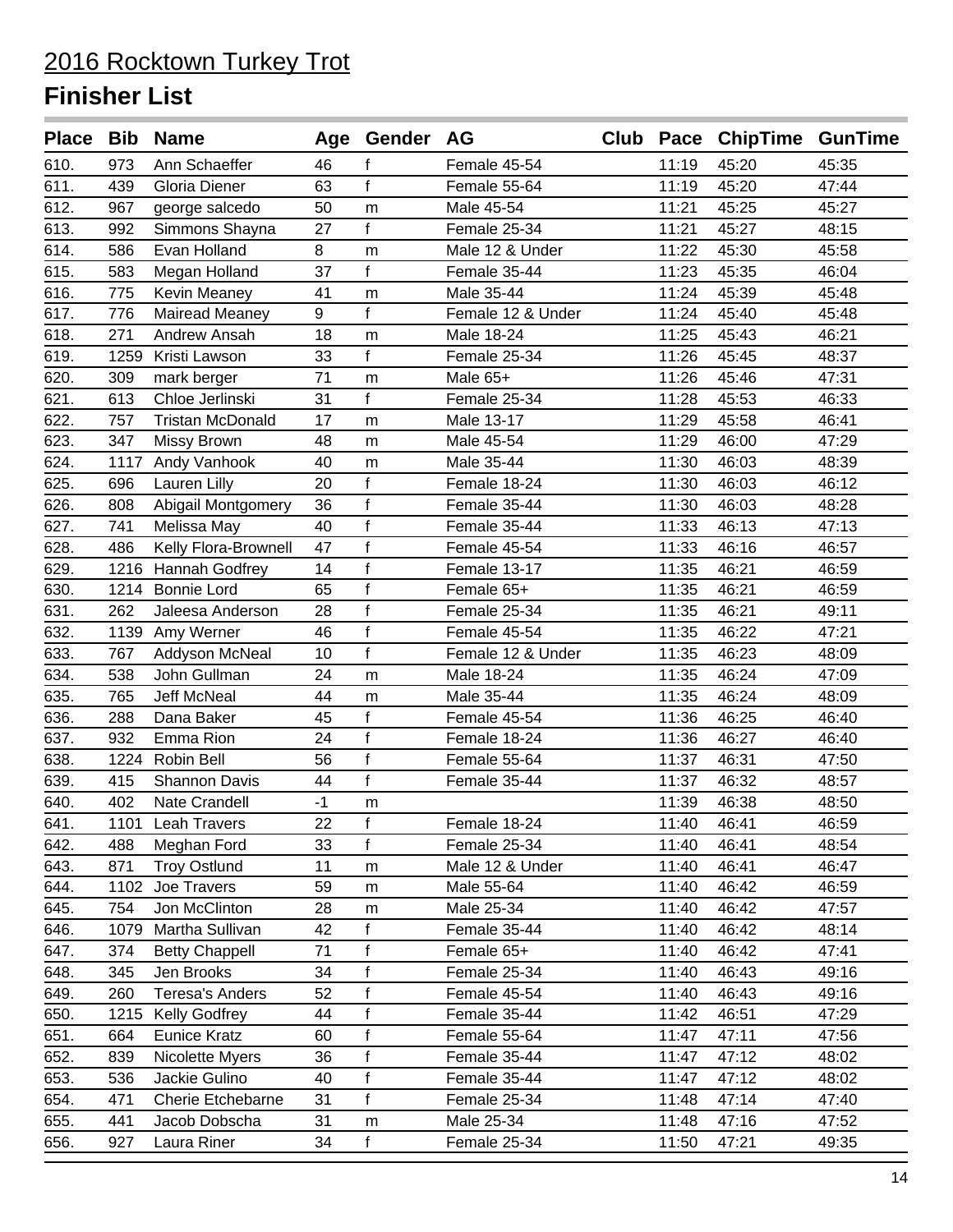# 2016 Rocktown Turkey Trot

## Finisher List

| Place | Bib | Name | Age | Gender | AG | Club | Pace | ChipTime | GunTime |
|---|---|---|---|---|---|---|---|---|---|
| 610. | 973 | Ann Schaeffer | 46 | f | Female 45-54 | | 11:19 | 45:20 | 45:35 |
| 611. | 439 | Gloria Diener | 63 | f | Female 55-64 | | 11:19 | 45:20 | 47:44 |
| 612. | 967 | george salcedo | 50 | m | Male 45-54 | | 11:21 | 45:25 | 45:27 |
| 613. | 992 | Simmons Shayna | 27 | f | Female 25-34 | | 11:21 | 45:27 | 48:15 |
| 614. | 586 | Evan Holland | 8 | m | Male 12 & Under | | 11:22 | 45:30 | 45:58 |
| 615. | 583 | Megan Holland | 37 | f | Female 35-44 | | 11:23 | 45:35 | 46:04 |
| 616. | 775 | Kevin Meaney | 41 | m | Male 35-44 | | 11:24 | 45:39 | 45:48 |
| 617. | 776 | Mairead Meaney | 9 | f | Female 12 & Under | | 11:24 | 45:40 | 45:48 |
| 618. | 271 | Andrew Ansah | 18 | m | Male 18-24 | | 11:25 | 45:43 | 46:21 |
| 619. | 1259 | Kristi Lawson | 33 | f | Female 25-34 | | 11:26 | 45:45 | 48:37 |
| 620. | 309 | mark berger | 71 | m | Male 65+ | | 11:26 | 45:46 | 47:31 |
| 621. | 613 | Chloe Jerlinski | 31 | f | Female 25-34 | | 11:28 | 45:53 | 46:33 |
| 622. | 757 | Tristan McDonald | 17 | m | Male 13-17 | | 11:29 | 45:58 | 46:41 |
| 623. | 347 | Missy Brown | 48 | m | Male 45-54 | | 11:29 | 46:00 | 47:29 |
| 624. | 1117 | Andy Vanhook | 40 | m | Male 35-44 | | 11:30 | 46:03 | 48:39 |
| 625. | 696 | Lauren Lilly | 20 | f | Female 18-24 | | 11:30 | 46:03 | 46:12 |
| 626. | 808 | Abigail Montgomery | 36 | f | Female 35-44 | | 11:30 | 46:03 | 48:28 |
| 627. | 741 | Melissa May | 40 | f | Female 35-44 | | 11:33 | 46:13 | 47:13 |
| 628. | 486 | Kelly Flora-Brownell | 47 | f | Female 45-54 | | 11:33 | 46:16 | 46:57 |
| 629. | 1216 | Hannah Godfrey | 14 | f | Female 13-17 | | 11:35 | 46:21 | 46:59 |
| 630. | 1214 | Bonnie Lord | 65 | f | Female 65+ | | 11:35 | 46:21 | 46:59 |
| 631. | 262 | Jaleesa Anderson | 28 | f | Female 25-34 | | 11:35 | 46:21 | 49:11 |
| 632. | 1139 | Amy Werner | 46 | f | Female 45-54 | | 11:35 | 46:22 | 47:21 |
| 633. | 767 | Addyson McNeal | 10 | f | Female 12 & Under | | 11:35 | 46:23 | 48:09 |
| 634. | 538 | John Gullman | 24 | m | Male 18-24 | | 11:35 | 46:24 | 47:09 |
| 635. | 765 | Jeff McNeal | 44 | m | Male 35-44 | | 11:35 | 46:24 | 48:09 |
| 636. | 288 | Dana Baker | 45 | f | Female 45-54 | | 11:36 | 46:25 | 46:40 |
| 637. | 932 | Emma Rion | 24 | f | Female 18-24 | | 11:36 | 46:27 | 46:40 |
| 638. | 1224 | Robin Bell | 56 | f | Female 55-64 | | 11:37 | 46:31 | 47:50 |
| 639. | 415 | Shannon Davis | 44 | f | Female 35-44 | | 11:37 | 46:32 | 48:57 |
| 640. | 402 | Nate Crandell | -1 | m | | | 11:39 | 46:38 | 48:50 |
| 641. | 1101 | Leah Travers | 22 | f | Female 18-24 | | 11:40 | 46:41 | 46:59 |
| 642. | 488 | Meghan Ford | 33 | f | Female 25-34 | | 11:40 | 46:41 | 48:54 |
| 643. | 871 | Troy Ostlund | 11 | m | Male 12 & Under | | 11:40 | 46:41 | 46:47 |
| 644. | 1102 | Joe Travers | 59 | m | Male 55-64 | | 11:40 | 46:42 | 46:59 |
| 645. | 754 | Jon McClinton | 28 | m | Male 25-34 | | 11:40 | 46:42 | 47:57 |
| 646. | 1079 | Martha Sullivan | 42 | f | Female 35-44 | | 11:40 | 46:42 | 48:14 |
| 647. | 374 | Betty Chappell | 71 | f | Female 65+ | | 11:40 | 46:42 | 47:41 |
| 648. | 345 | Jen Brooks | 34 | f | Female 25-34 | | 11:40 | 46:43 | 49:16 |
| 649. | 260 | Teresa's Anders | 52 | f | Female 45-54 | | 11:40 | 46:43 | 49:16 |
| 650. | 1215 | Kelly Godfrey | 44 | f | Female 35-44 | | 11:42 | 46:51 | 47:29 |
| 651. | 664 | Eunice Kratz | 60 | f | Female 55-64 | | 11:47 | 47:11 | 47:56 |
| 652. | 839 | Nicolette Myers | 36 | f | Female 35-44 | | 11:47 | 47:12 | 48:02 |
| 653. | 536 | Jackie Gulino | 40 | f | Female 35-44 | | 11:47 | 47:12 | 48:02 |
| 654. | 471 | Cherie Etchebarne | 31 | f | Female 25-34 | | 11:48 | 47:14 | 47:40 |
| 655. | 441 | Jacob Dobscha | 31 | m | Male 25-34 | | 11:48 | 47:16 | 47:52 |
| 656. | 927 | Laura Riner | 34 | f | Female 25-34 | | 11:50 | 47:21 | 49:35 |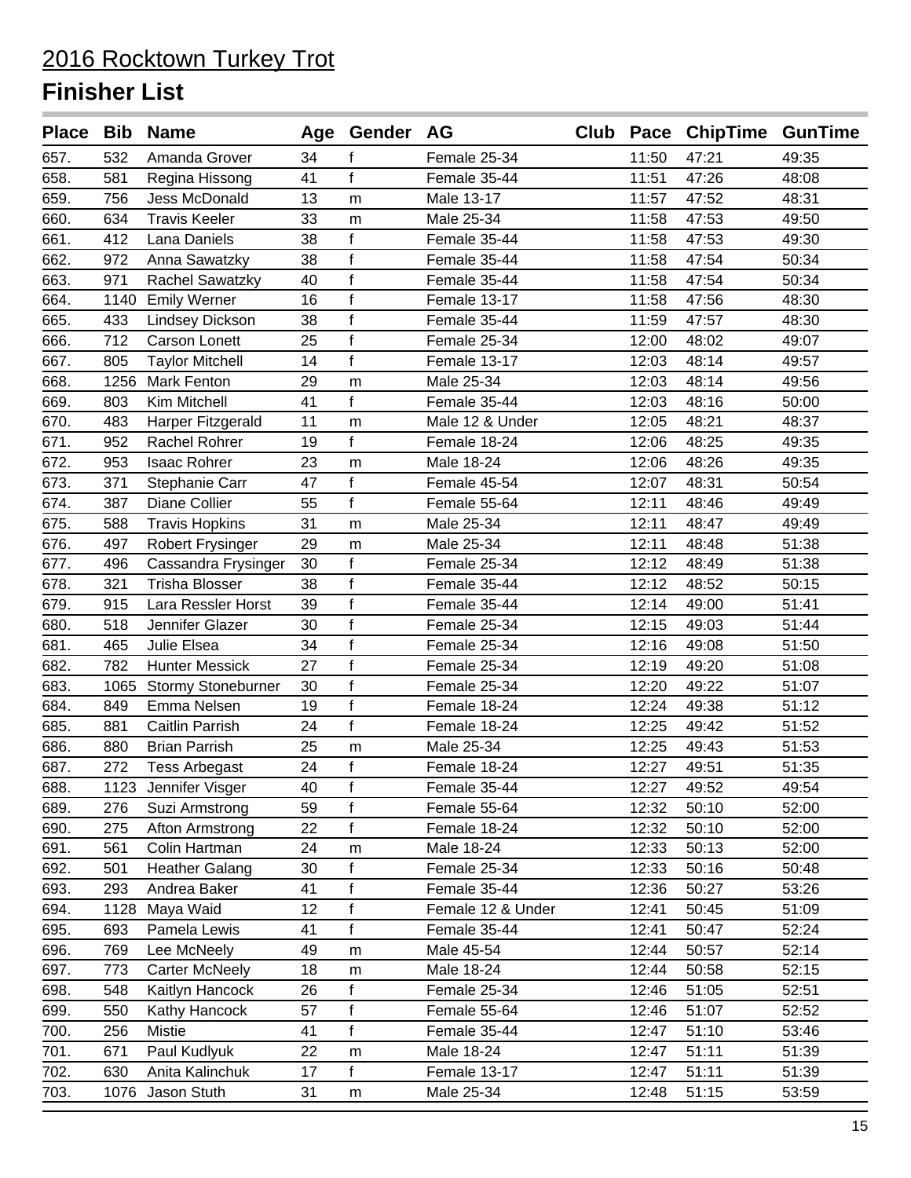# 2016 Rocktown Turkey Trot

## Finisher List

| Place | Bib | Name | Age | Gender | AG | Club | Pace | ChipTime | GunTime |
|---|---|---|---|---|---|---|---|---|---|
| 657. | 532 | Amanda Grover | 34 | f | Female 25-34 | | 11:50 | 47:21 | 49:35 |
| 658. | 581 | Regina Hissong | 41 | f | Female 35-44 | | 11:51 | 47:26 | 48:08 |
| 659. | 756 | Jess McDonald | 13 | m | Male 13-17 | | 11:57 | 47:52 | 48:31 |
| 660. | 634 | Travis Keeler | 33 | m | Male 25-34 | | 11:58 | 47:53 | 49:50 |
| 661. | 412 | Lana Daniels | 38 | f | Female 35-44 | | 11:58 | 47:53 | 49:30 |
| 662. | 972 | Anna Sawatzky | 38 | f | Female 35-44 | | 11:58 | 47:54 | 50:34 |
| 663. | 971 | Rachel Sawatzky | 40 | f | Female 35-44 | | 11:58 | 47:54 | 50:34 |
| 664. | 1140 | Emily Werner | 16 | f | Female 13-17 | | 11:58 | 47:56 | 48:30 |
| 665. | 433 | Lindsey Dickson | 38 | f | Female 35-44 | | 11:59 | 47:57 | 48:30 |
| 666. | 712 | Carson Lonett | 25 | f | Female 25-34 | | 12:00 | 48:02 | 49:07 |
| 667. | 805 | Taylor Mitchell | 14 | f | Female 13-17 | | 12:03 | 48:14 | 49:57 |
| 668. | 1256 | Mark Fenton | 29 | m | Male 25-34 | | 12:03 | 48:14 | 49:56 |
| 669. | 803 | Kim Mitchell | 41 | f | Female 35-44 | | 12:03 | 48:16 | 50:00 |
| 670. | 483 | Harper Fitzgerald | 11 | m | Male 12 & Under | | 12:05 | 48:21 | 48:37 |
| 671. | 952 | Rachel Rohrer | 19 | f | Female 18-24 | | 12:06 | 48:25 | 49:35 |
| 672. | 953 | Isaac Rohrer | 23 | m | Male 18-24 | | 12:06 | 48:26 | 49:35 |
| 673. | 371 | Stephanie Carr | 47 | f | Female 45-54 | | 12:07 | 48:31 | 50:54 |
| 674. | 387 | Diane Collier | 55 | f | Female 55-64 | | 12:11 | 48:46 | 49:49 |
| 675. | 588 | Travis Hopkins | 31 | m | Male 25-34 | | 12:11 | 48:47 | 49:49 |
| 676. | 497 | Robert Frysinger | 29 | m | Male 25-34 | | 12:11 | 48:48 | 51:38 |
| 677. | 496 | Cassandra Frysinger | 30 | f | Female 25-34 | | 12:12 | 48:49 | 51:38 |
| 678. | 321 | Trisha Blosser | 38 | f | Female 35-44 | | 12:12 | 48:52 | 50:15 |
| 679. | 915 | Lara Ressler Horst | 39 | f | Female 35-44 | | 12:14 | 49:00 | 51:41 |
| 680. | 518 | Jennifer Glazer | 30 | f | Female 25-34 | | 12:15 | 49:03 | 51:44 |
| 681. | 465 | Julie Elsea | 34 | f | Female 25-34 | | 12:16 | 49:08 | 51:50 |
| 682. | 782 | Hunter Messick | 27 | f | Female 25-34 | | 12:19 | 49:20 | 51:08 |
| 683. | 1065 | Stormy Stoneburner | 30 | f | Female 25-34 | | 12:20 | 49:22 | 51:07 |
| 684. | 849 | Emma Nelsen | 19 | f | Female 18-24 | | 12:24 | 49:38 | 51:12 |
| 685. | 881 | Caitlin Parrish | 24 | f | Female 18-24 | | 12:25 | 49:42 | 51:52 |
| 686. | 880 | Brian Parrish | 25 | m | Male 25-34 | | 12:25 | 49:43 | 51:53 |
| 687. | 272 | Tess Arbegast | 24 | f | Female 18-24 | | 12:27 | 49:51 | 51:35 |
| 688. | 1123 | Jennifer Visger | 40 | f | Female 35-44 | | 12:27 | 49:52 | 49:54 |
| 689. | 276 | Suzi Armstrong | 59 | f | Female 55-64 | | 12:32 | 50:10 | 52:00 |
| 690. | 275 | Afton Armstrong | 22 | f | Female 18-24 | | 12:32 | 50:10 | 52:00 |
| 691. | 561 | Colin Hartman | 24 | m | Male 18-24 | | 12:33 | 50:13 | 52:00 |
| 692. | 501 | Heather Galang | 30 | f | Female 25-34 | | 12:33 | 50:16 | 50:48 |
| 693. | 293 | Andrea Baker | 41 | f | Female 35-44 | | 12:36 | 50:27 | 53:26 |
| 694. | 1128 | Maya Waid | 12 | f | Female 12 & Under | | 12:41 | 50:45 | 51:09 |
| 695. | 693 | Pamela Lewis | 41 | f | Female 35-44 | | 12:41 | 50:47 | 52:24 |
| 696. | 769 | Lee McNeely | 49 | m | Male 45-54 | | 12:44 | 50:57 | 52:14 |
| 697. | 773 | Carter McNeely | 18 | m | Male 18-24 | | 12:44 | 50:58 | 52:15 |
| 698. | 548 | Kaitlyn Hancock | 26 | f | Female 25-34 | | 12:46 | 51:05 | 52:51 |
| 699. | 550 | Kathy Hancock | 57 | f | Female 55-64 | | 12:46 | 51:07 | 52:52 |
| 700. | 256 | Mistie | 41 | f | Female 35-44 | | 12:47 | 51:10 | 53:46 |
| 701. | 671 | Paul Kudlyuk | 22 | m | Male 18-24 | | 12:47 | 51:11 | 51:39 |
| 702. | 630 | Anita Kalinchuk | 17 | f | Female 13-17 | | 12:47 | 51:11 | 51:39 |
| 703. | 1076 | Jason Stuth | 31 | m | Male 25-34 | | 12:48 | 51:15 | 53:59 |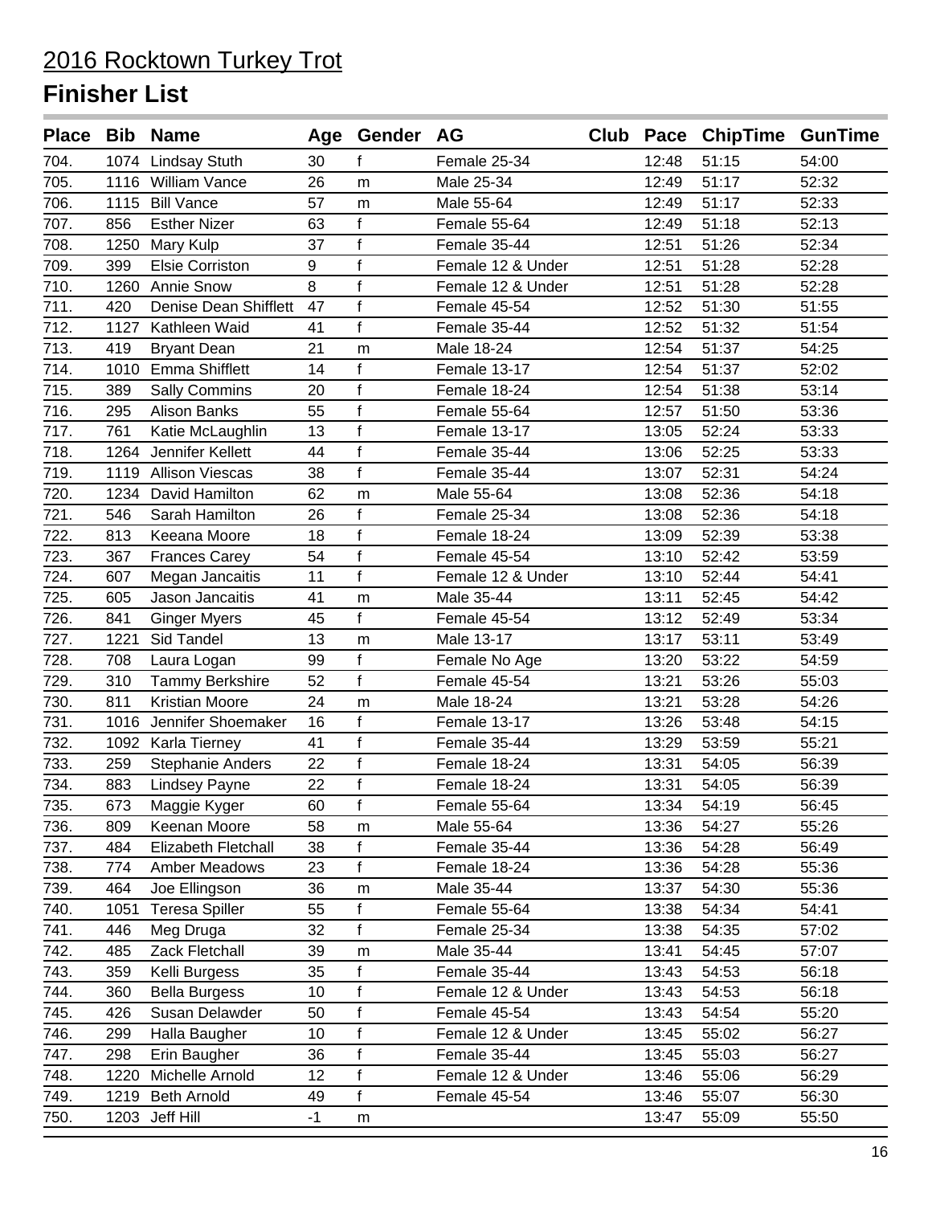# 2016 Rocktown Turkey Trot

## Finisher List

| Place | Bib | Name | Age | Gender | AG | Club | Pace | ChipTime | GunTime |
|---|---|---|---|---|---|---|---|---|---|
| 704. | 1074 | Lindsay Stuth | 30 | f | Female 25-34 | | 12:48 | 51:15 | 54:00 |
| 705. | 1116 | William Vance | 26 | m | Male 25-34 | | 12:49 | 51:17 | 52:32 |
| 706. | 1115 | Bill Vance | 57 | m | Male 55-64 | | 12:49 | 51:17 | 52:33 |
| 707. | 856 | Esther Nizer | 63 | f | Female 55-64 | | 12:49 | 51:18 | 52:13 |
| 708. | 1250 | Mary Kulp | 37 | f | Female 35-44 | | 12:51 | 51:26 | 52:34 |
| 709. | 399 | Elsie Corriston | 9 | f | Female 12 & Under | | 12:51 | 51:28 | 52:28 |
| 710. | 1260 | Annie Snow | 8 | f | Female 12 & Under | | 12:51 | 51:28 | 52:28 |
| 711. | 420 | Denise Dean Shifflett | 47 | f | Female 45-54 | | 12:52 | 51:30 | 51:55 |
| 712. | 1127 | Kathleen Waid | 41 | f | Female 35-44 | | 12:52 | 51:32 | 51:54 |
| 713. | 419 | Bryant Dean | 21 | m | Male 18-24 | | 12:54 | 51:37 | 54:25 |
| 714. | 1010 | Emma Shifflett | 14 | f | Female 13-17 | | 12:54 | 51:37 | 52:02 |
| 715. | 389 | Sally Commins | 20 | f | Female 18-24 | | 12:54 | 51:38 | 53:14 |
| 716. | 295 | Alison Banks | 55 | f | Female 55-64 | | 12:57 | 51:50 | 53:36 |
| 717. | 761 | Katie McLaughlin | 13 | f | Female 13-17 | | 13:05 | 52:24 | 53:33 |
| 718. | 1264 | Jennifer Kellett | 44 | f | Female 35-44 | | 13:06 | 52:25 | 53:33 |
| 719. | 1119 | Allison Viescas | 38 | f | Female 35-44 | | 13:07 | 52:31 | 54:24 |
| 720. | 1234 | David Hamilton | 62 | m | Male 55-64 | | 13:08 | 52:36 | 54:18 |
| 721. | 546 | Sarah Hamilton | 26 | f | Female 25-34 | | 13:08 | 52:36 | 54:18 |
| 722. | 813 | Keeana Moore | 18 | f | Female 18-24 | | 13:09 | 52:39 | 53:38 |
| 723. | 367 | Frances Carey | 54 | f | Female 45-54 | | 13:10 | 52:42 | 53:59 |
| 724. | 607 | Megan Jancaitis | 11 | f | Female 12 & Under | | 13:10 | 52:44 | 54:41 |
| 725. | 605 | Jason Jancaitis | 41 | m | Male 35-44 | | 13:11 | 52:45 | 54:42 |
| 726. | 841 | Ginger Myers | 45 | f | Female 45-54 | | 13:12 | 52:49 | 53:34 |
| 727. | 1221 | Sid Tandel | 13 | m | Male 13-17 | | 13:17 | 53:11 | 53:49 |
| 728. | 708 | Laura Logan | 99 | f | Female No Age | | 13:20 | 53:22 | 54:59 |
| 729. | 310 | Tammy Berkshire | 52 | f | Female 45-54 | | 13:21 | 53:26 | 55:03 |
| 730. | 811 | Kristian Moore | 24 | m | Male 18-24 | | 13:21 | 53:28 | 54:26 |
| 731. | 1016 | Jennifer Shoemaker | 16 | f | Female 13-17 | | 13:26 | 53:48 | 54:15 |
| 732. | 1092 | Karla Tierney | 41 | f | Female 35-44 | | 13:29 | 53:59 | 55:21 |
| 733. | 259 | Stephanie Anders | 22 | f | Female 18-24 | | 13:31 | 54:05 | 56:39 |
| 734. | 883 | Lindsey Payne | 22 | f | Female 18-24 | | 13:31 | 54:05 | 56:39 |
| 735. | 673 | Maggie Kyger | 60 | f | Female 55-64 | | 13:34 | 54:19 | 56:45 |
| 736. | 809 | Keenan Moore | 58 | m | Male 55-64 | | 13:36 | 54:27 | 55:26 |
| 737. | 484 | Elizabeth Fletchall | 38 | f | Female 35-44 | | 13:36 | 54:28 | 56:49 |
| 738. | 774 | Amber Meadows | 23 | f | Female 18-24 | | 13:36 | 54:28 | 55:36 |
| 739. | 464 | Joe Ellingson | 36 | m | Male 35-44 | | 13:37 | 54:30 | 55:36 |
| 740. | 1051 | Teresa Spiller | 55 | f | Female 55-64 | | 13:38 | 54:34 | 54:41 |
| 741. | 446 | Meg Druga | 32 | f | Female 25-34 | | 13:38 | 54:35 | 57:02 |
| 742. | 485 | Zack Fletchall | 39 | m | Male 35-44 | | 13:41 | 54:45 | 57:07 |
| 743. | 359 | Kelli Burgess | 35 | f | Female 35-44 | | 13:43 | 54:53 | 56:18 |
| 744. | 360 | Bella Burgess | 10 | f | Female 12 & Under | | 13:43 | 54:53 | 56:18 |
| 745. | 426 | Susan Delawder | 50 | f | Female 45-54 | | 13:43 | 54:54 | 55:20 |
| 746. | 299 | Halla Baugher | 10 | f | Female 12 & Under | | 13:45 | 55:02 | 56:27 |
| 747. | 298 | Erin Baugher | 36 | f | Female 35-44 | | 13:45 | 55:03 | 56:27 |
| 748. | 1220 | Michelle Arnold | 12 | f | Female 12 & Under | | 13:46 | 55:06 | 56:29 |
| 749. | 1219 | Beth Arnold | 49 | f | Female 45-54 | | 13:46 | 55:07 | 56:30 |
| 750. | 1203 | Jeff Hill | -1 | m | | | 13:47 | 55:09 | 55:50 |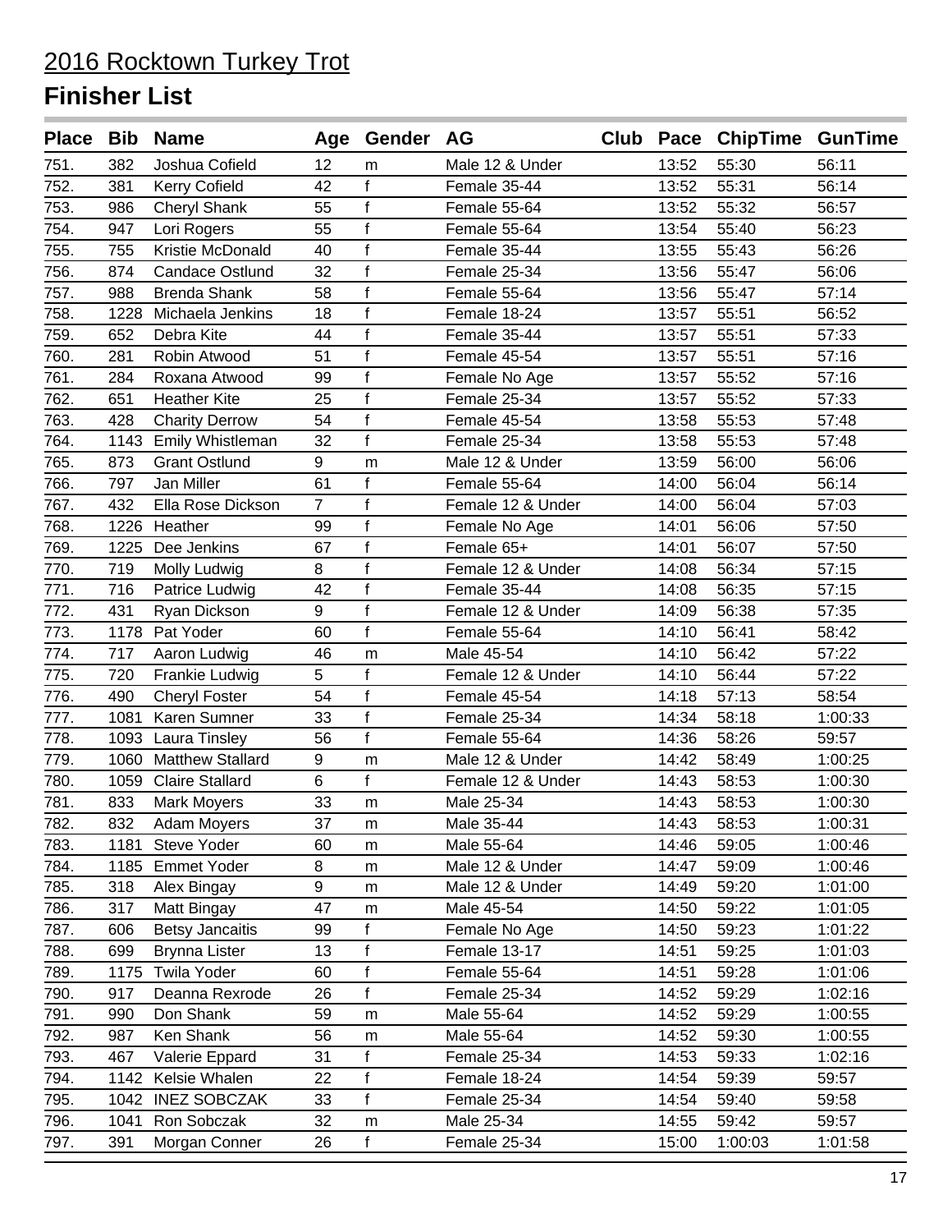# 2016 Rocktown Turkey Trot

## Finisher List

| Place | Bib | Name | Age | Gender | AG | Club | Pace | ChipTime | GunTime |
|---|---|---|---|---|---|---|---|---|---|
| 751. | 382 | Joshua Cofield | 12 | m | Male 12 & Under | | 13:52 | 55:30 | 56:11 |
| 752. | 381 | Kerry Cofield | 42 | f | Female 35-44 | | 13:52 | 55:31 | 56:14 |
| 753. | 986 | Cheryl Shank | 55 | f | Female 55-64 | | 13:52 | 55:32 | 56:57 |
| 754. | 947 | Lori Rogers | 55 | f | Female 55-64 | | 13:54 | 55:40 | 56:23 |
| 755. | 755 | Kristie McDonald | 40 | f | Female 35-44 | | 13:55 | 55:43 | 56:26 |
| 756. | 874 | Candace Ostlund | 32 | f | Female 25-34 | | 13:56 | 55:47 | 56:06 |
| 757. | 988 | Brenda Shank | 58 | f | Female 55-64 | | 13:56 | 55:47 | 57:14 |
| 758. | 1228 | Michaela Jenkins | 18 | f | Female 18-24 | | 13:57 | 55:51 | 56:52 |
| 759. | 652 | Debra Kite | 44 | f | Female 35-44 | | 13:57 | 55:51 | 57:33 |
| 760. | 281 | Robin Atwood | 51 | f | Female 45-54 | | 13:57 | 55:51 | 57:16 |
| 761. | 284 | Roxana Atwood | 99 | f | Female No Age | | 13:57 | 55:52 | 57:16 |
| 762. | 651 | Heather Kite | 25 | f | Female 25-34 | | 13:57 | 55:52 | 57:33 |
| 763. | 428 | Charity Derrow | 54 | f | Female 45-54 | | 13:58 | 55:53 | 57:48 |
| 764. | 1143 | Emily Whistleman | 32 | f | Female 25-34 | | 13:58 | 55:53 | 57:48 |
| 765. | 873 | Grant Ostlund | 9 | m | Male 12 & Under | | 13:59 | 56:00 | 56:06 |
| 766. | 797 | Jan Miller | 61 | f | Female 55-64 | | 14:00 | 56:04 | 56:14 |
| 767. | 432 | Ella Rose Dickson | 7 | f | Female 12 & Under | | 14:00 | 56:04 | 57:03 |
| 768. | 1226 | Heather | 99 | f | Female No Age | | 14:01 | 56:06 | 57:50 |
| 769. | 1225 | Dee Jenkins | 67 | f | Female 65+ | | 14:01 | 56:07 | 57:50 |
| 770. | 719 | Molly Ludwig | 8 | f | Female 12 & Under | | 14:08 | 56:34 | 57:15 |
| 771. | 716 | Patrice Ludwig | 42 | f | Female 35-44 | | 14:08 | 56:35 | 57:15 |
| 772. | 431 | Ryan Dickson | 9 | f | Female 12 & Under | | 14:09 | 56:38 | 57:35 |
| 773. | 1178 | Pat Yoder | 60 | f | Female 55-64 | | 14:10 | 56:41 | 58:42 |
| 774. | 717 | Aaron Ludwig | 46 | m | Male 45-54 | | 14:10 | 56:42 | 57:22 |
| 775. | 720 | Frankie Ludwig | 5 | f | Female 12 & Under | | 14:10 | 56:44 | 57:22 |
| 776. | 490 | Cheryl Foster | 54 | f | Female 45-54 | | 14:18 | 57:13 | 58:54 |
| 777. | 1081 | Karen Sumner | 33 | f | Female 25-34 | | 14:34 | 58:18 | 1:00:33 |
| 778. | 1093 | Laura Tinsley | 56 | f | Female 55-64 | | 14:36 | 58:26 | 59:57 |
| 779. | 1060 | Matthew Stallard | 9 | m | Male 12 & Under | | 14:42 | 58:49 | 1:00:25 |
| 780. | 1059 | Claire Stallard | 6 | f | Female 12 & Under | | 14:43 | 58:53 | 1:00:30 |
| 781. | 833 | Mark Moyers | 33 | m | Male 25-34 | | 14:43 | 58:53 | 1:00:30 |
| 782. | 832 | Adam Moyers | 37 | m | Male 35-44 | | 14:43 | 58:53 | 1:00:31 |
| 783. | 1181 | Steve Yoder | 60 | m | Male 55-64 | | 14:46 | 59:05 | 1:00:46 |
| 784. | 1185 | Emmet Yoder | 8 | m | Male 12 & Under | | 14:47 | 59:09 | 1:00:46 |
| 785. | 318 | Alex Bingay | 9 | m | Male 12 & Under | | 14:49 | 59:20 | 1:01:00 |
| 786. | 317 | Matt Bingay | 47 | m | Male 45-54 | | 14:50 | 59:22 | 1:01:05 |
| 787. | 606 | Betsy Jancaitis | 99 | f | Female No Age | | 14:50 | 59:23 | 1:01:22 |
| 788. | 699 | Brynna Lister | 13 | f | Female 13-17 | | 14:51 | 59:25 | 1:01:03 |
| 789. | 1175 | Twila Yoder | 60 | f | Female 55-64 | | 14:51 | 59:28 | 1:01:06 |
| 790. | 917 | Deanna Rexrode | 26 | f | Female 25-34 | | 14:52 | 59:29 | 1:02:16 |
| 791. | 990 | Don Shank | 59 | m | Male 55-64 | | 14:52 | 59:29 | 1:00:55 |
| 792. | 987 | Ken Shank | 56 | m | Male 55-64 | | 14:52 | 59:30 | 1:00:55 |
| 793. | 467 | Valerie Eppard | 31 | f | Female 25-34 | | 14:53 | 59:33 | 1:02:16 |
| 794. | 1142 | Kelsie Whalen | 22 | f | Female 18-24 | | 14:54 | 59:39 | 59:57 |
| 795. | 1042 | INEZ SOBCZAK | 33 | f | Female 25-34 | | 14:54 | 59:40 | 59:58 |
| 796. | 1041 | Ron Sobczak | 32 | m | Male 25-34 | | 14:55 | 59:42 | 59:57 |
| 797. | 391 | Morgan Conner | 26 | f | Female 25-34 | | 15:00 | 1:00:03 | 1:01:58 |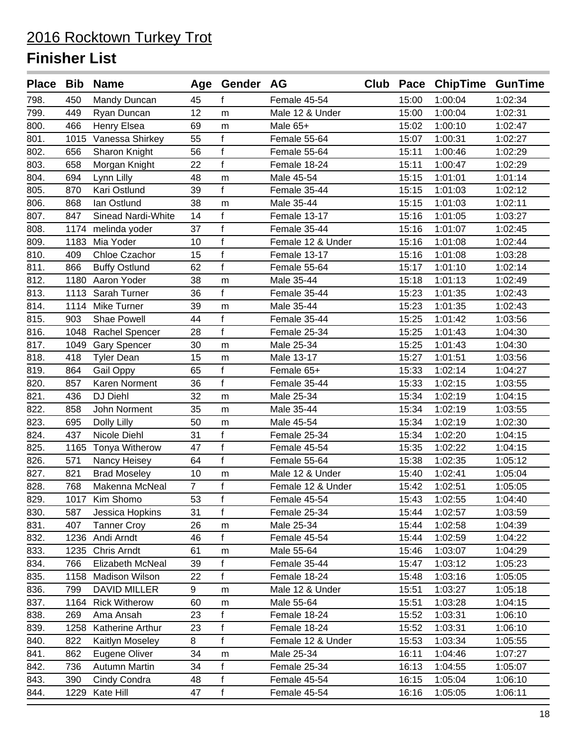# 2016 Rocktown Turkey Trot

## Finisher List

| Place | Bib | Name | Age | Gender | AG | Club | Pace | ChipTime | GunTime |
|---|---|---|---|---|---|---|---|---|---|
| 798. | 450 | Mandy Duncan | 45 | f | Female 45-54 | | 15:00 | 1:00:04 | 1:02:34 |
| 799. | 449 | Ryan Duncan | 12 | m | Male 12 & Under | | 15:00 | 1:00:04 | 1:02:31 |
| 800. | 466 | Henry Elsea | 69 | m | Male 65+ | | 15:02 | 1:00:10 | 1:02:47 |
| 801. | 1015 | Vanessa Shirkey | 55 | f | Female 55-64 | | 15:07 | 1:00:31 | 1:02:27 |
| 802. | 656 | Sharon Knight | 56 | f | Female 55-64 | | 15:11 | 1:00:46 | 1:02:29 |
| 803. | 658 | Morgan Knight | 22 | f | Female 18-24 | | 15:11 | 1:00:47 | 1:02:29 |
| 804. | 694 | Lynn Lilly | 48 | m | Male 45-54 | | 15:15 | 1:01:01 | 1:01:14 |
| 805. | 870 | Kari Ostlund | 39 | f | Female 35-44 | | 15:15 | 1:01:03 | 1:02:12 |
| 806. | 868 | Ian Ostlund | 38 | m | Male 35-44 | | 15:15 | 1:01:03 | 1:02:11 |
| 807. | 847 | Sinead Nardi-White | 14 | f | Female 13-17 | | 15:16 | 1:01:05 | 1:03:27 |
| 808. | 1174 | melinda yoder | 37 | f | Female 35-44 | | 15:16 | 1:01:07 | 1:02:45 |
| 809. | 1183 | Mia Yoder | 10 | f | Female 12 & Under | | 15:16 | 1:01:08 | 1:02:44 |
| 810. | 409 | Chloe Czachor | 15 | f | Female 13-17 | | 15:16 | 1:01:08 | 1:03:28 |
| 811. | 866 | Buffy Ostlund | 62 | f | Female 55-64 | | 15:17 | 1:01:10 | 1:02:14 |
| 812. | 1180 | Aaron Yoder | 38 | m | Male 35-44 | | 15:18 | 1:01:13 | 1:02:49 |
| 813. | 1113 | Sarah Turner | 36 | f | Female 35-44 | | 15:23 | 1:01:35 | 1:02:43 |
| 814. | 1114 | Mike Turner | 39 | m | Male 35-44 | | 15:23 | 1:01:35 | 1:02:43 |
| 815. | 903 | Shae Powell | 44 | f | Female 35-44 | | 15:25 | 1:01:42 | 1:03:56 |
| 816. | 1048 | Rachel Spencer | 28 | f | Female 25-34 | | 15:25 | 1:01:43 | 1:04:30 |
| 817. | 1049 | Gary Spencer | 30 | m | Male 25-34 | | 15:25 | 1:01:43 | 1:04:30 |
| 818. | 418 | Tyler Dean | 15 | m | Male 13-17 | | 15:27 | 1:01:51 | 1:03:56 |
| 819. | 864 | Gail Oppy | 65 | f | Female 65+ | | 15:33 | 1:02:14 | 1:04:27 |
| 820. | 857 | Karen Norment | 36 | f | Female 35-44 | | 15:33 | 1:02:15 | 1:03:55 |
| 821. | 436 | DJ Diehl | 32 | m | Male 25-34 | | 15:34 | 1:02:19 | 1:04:15 |
| 822. | 858 | John Norment | 35 | m | Male 35-44 | | 15:34 | 1:02:19 | 1:03:55 |
| 823. | 695 | Dolly Lilly | 50 | m | Male 45-54 | | 15:34 | 1:02:19 | 1:02:30 |
| 824. | 437 | Nicole Diehl | 31 | f | Female 25-34 | | 15:34 | 1:02:20 | 1:04:15 |
| 825. | 1165 | Tonya Witherow | 47 | f | Female 45-54 | | 15:35 | 1:02:22 | 1:04:15 |
| 826. | 571 | Nancy Heisey | 64 | f | Female 55-64 | | 15:38 | 1:02:35 | 1:05:12 |
| 827. | 821 | Brad Moseley | 10 | m | Male 12 & Under | | 15:40 | 1:02:41 | 1:05:04 |
| 828. | 768 | Makenna McNeal | 7 | f | Female 12 & Under | | 15:42 | 1:02:51 | 1:05:05 |
| 829. | 1017 | Kim Shomo | 53 | f | Female 45-54 | | 15:43 | 1:02:55 | 1:04:40 |
| 830. | 587 | Jessica Hopkins | 31 | f | Female 25-34 | | 15:44 | 1:02:57 | 1:03:59 |
| 831. | 407 | Tanner Croy | 26 | m | Male 25-34 | | 15:44 | 1:02:58 | 1:04:39 |
| 832. | 1236 | Andi Arndt | 46 | f | Female 45-54 | | 15:44 | 1:02:59 | 1:04:22 |
| 833. | 1235 | Chris Arndt | 61 | m | Male 55-64 | | 15:46 | 1:03:07 | 1:04:29 |
| 834. | 766 | Elizabeth McNeal | 39 | f | Female 35-44 | | 15:47 | 1:03:12 | 1:05:23 |
| 835. | 1158 | Madison Wilson | 22 | f | Female 18-24 | | 15:48 | 1:03:16 | 1:05:05 |
| 836. | 799 | DAVID MILLER | 9 | m | Male 12 & Under | | 15:51 | 1:03:27 | 1:05:18 |
| 837. | 1164 | Rick Witherow | 60 | m | Male 55-64 | | 15:51 | 1:03:28 | 1:04:15 |
| 838. | 269 | Ama Ansah | 23 | f | Female 18-24 | | 15:52 | 1:03:31 | 1:06:10 |
| 839. | 1258 | Katherine Arthur | 23 | f | Female 18-24 | | 15:52 | 1:03:31 | 1:06:10 |
| 840. | 822 | Kaitlyn Moseley | 8 | f | Female 12 & Under | | 15:53 | 1:03:34 | 1:05:55 |
| 841. | 862 | Eugene Oliver | 34 | m | Male 25-34 | | 16:11 | 1:04:46 | 1:07:27 |
| 842. | 736 | Autumn Martin | 34 | f | Female 25-34 | | 16:13 | 1:04:55 | 1:05:07 |
| 843. | 390 | Cindy Condra | 48 | f | Female 45-54 | | 16:15 | 1:05:04 | 1:06:10 |
| 844. | 1229 | Kate Hill | 47 | f | Female 45-54 | | 16:16 | 1:05:05 | 1:06:11 |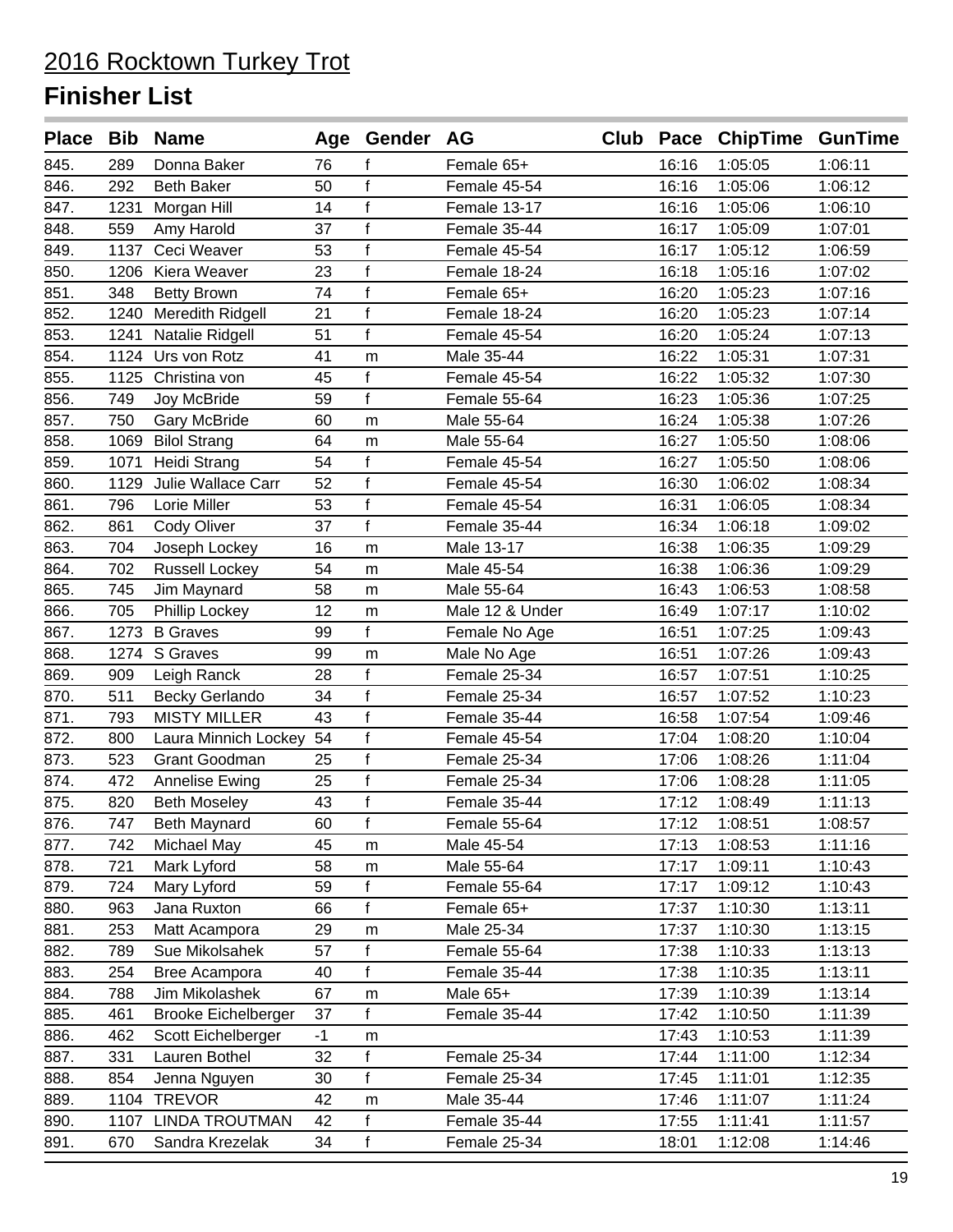# 2016 Rocktown Turkey Trot

## Finisher List

| Place | Bib | Name | Age | Gender | AG | Club | Pace | ChipTime | GunTime |
|---|---|---|---|---|---|---|---|---|---|
| 845. | 289 | Donna Baker | 76 | f | Female 65+ | | 16:16 | 1:05:05 | 1:06:11 |
| 846. | 292 | Beth Baker | 50 | f | Female 45-54 | | 16:16 | 1:05:06 | 1:06:12 |
| 847. | 1231 | Morgan Hill | 14 | f | Female 13-17 | | 16:16 | 1:05:06 | 1:06:10 |
| 848. | 559 | Amy Harold | 37 | f | Female 35-44 | | 16:17 | 1:05:09 | 1:07:01 |
| 849. | 1137 | Ceci Weaver | 53 | f | Female 45-54 | | 16:17 | 1:05:12 | 1:06:59 |
| 850. | 1206 | Kiera Weaver | 23 | f | Female 18-24 | | 16:18 | 1:05:16 | 1:07:02 |
| 851. | 348 | Betty Brown | 74 | f | Female 65+ | | 16:20 | 1:05:23 | 1:07:16 |
| 852. | 1240 | Meredith Ridgell | 21 | f | Female 18-24 | | 16:20 | 1:05:23 | 1:07:14 |
| 853. | 1241 | Natalie Ridgell | 51 | f | Female 45-54 | | 16:20 | 1:05:24 | 1:07:13 |
| 854. | 1124 | Urs von Rotz | 41 | m | Male 35-44 | | 16:22 | 1:05:31 | 1:07:31 |
| 855. | 1125 | Christina von | 45 | f | Female 45-54 | | 16:22 | 1:05:32 | 1:07:30 |
| 856. | 749 | Joy McBride | 59 | f | Female 55-64 | | 16:23 | 1:05:36 | 1:07:25 |
| 857. | 750 | Gary McBride | 60 | m | Male 55-64 | | 16:24 | 1:05:38 | 1:07:26 |
| 858. | 1069 | Bilol Strang | 64 | m | Male 55-64 | | 16:27 | 1:05:50 | 1:08:06 |
| 859. | 1071 | Heidi Strang | 54 | f | Female 45-54 | | 16:27 | 1:05:50 | 1:08:06 |
| 860. | 1129 | Julie Wallace Carr | 52 | f | Female 45-54 | | 16:30 | 1:06:02 | 1:08:34 |
| 861. | 796 | Lorie Miller | 53 | f | Female 45-54 | | 16:31 | 1:06:05 | 1:08:34 |
| 862. | 861 | Cody Oliver | 37 | f | Female 35-44 | | 16:34 | 1:06:18 | 1:09:02 |
| 863. | 704 | Joseph Lockey | 16 | m | Male 13-17 | | 16:38 | 1:06:35 | 1:09:29 |
| 864. | 702 | Russell Lockey | 54 | m | Male 45-54 | | 16:38 | 1:06:36 | 1:09:29 |
| 865. | 745 | Jim Maynard | 58 | m | Male 55-64 | | 16:43 | 1:06:53 | 1:08:58 |
| 866. | 705 | Phillip Lockey | 12 | m | Male 12 & Under | | 16:49 | 1:07:17 | 1:10:02 |
| 867. | 1273 | B Graves | 99 | f | Female No Age | | 16:51 | 1:07:25 | 1:09:43 |
| 868. | 1274 | S Graves | 99 | m | Male No Age | | 16:51 | 1:07:26 | 1:09:43 |
| 869. | 909 | Leigh Ranck | 28 | f | Female 25-34 | | 16:57 | 1:07:51 | 1:10:25 |
| 870. | 511 | Becky Gerlando | 34 | f | Female 25-34 | | 16:57 | 1:07:52 | 1:10:23 |
| 871. | 793 | MISTY MILLER | 43 | f | Female 35-44 | | 16:58 | 1:07:54 | 1:09:46 |
| 872. | 800 | Laura Minnich Lockey | 54 | f | Female 45-54 | | 17:04 | 1:08:20 | 1:10:04 |
| 873. | 523 | Grant Goodman | 25 | f | Female 25-34 | | 17:06 | 1:08:26 | 1:11:04 |
| 874. | 472 | Annelise Ewing | 25 | f | Female 25-34 | | 17:06 | 1:08:28 | 1:11:05 |
| 875. | 820 | Beth Moseley | 43 | f | Female 35-44 | | 17:12 | 1:08:49 | 1:11:13 |
| 876. | 747 | Beth Maynard | 60 | f | Female 55-64 | | 17:12 | 1:08:51 | 1:08:57 |
| 877. | 742 | Michael May | 45 | m | Male 45-54 | | 17:13 | 1:08:53 | 1:11:16 |
| 878. | 721 | Mark Lyford | 58 | m | Male 55-64 | | 17:17 | 1:09:11 | 1:10:43 |
| 879. | 724 | Mary Lyford | 59 | f | Female 55-64 | | 17:17 | 1:09:12 | 1:10:43 |
| 880. | 963 | Jana Ruxton | 66 | f | Female 65+ | | 17:37 | 1:10:30 | 1:13:11 |
| 881. | 253 | Matt Acampora | 29 | m | Male 25-34 | | 17:37 | 1:10:30 | 1:13:15 |
| 882. | 789 | Sue Mikolsahek | 57 | f | Female 55-64 | | 17:38 | 1:10:33 | 1:13:13 |
| 883. | 254 | Bree Acampora | 40 | f | Female 35-44 | | 17:38 | 1:10:35 | 1:13:11 |
| 884. | 788 | Jim Mikolashek | 67 | m | Male 65+ | | 17:39 | 1:10:39 | 1:13:14 |
| 885. | 461 | Brooke Eichelberger | 37 | f | Female 35-44 | | 17:42 | 1:10:50 | 1:11:39 |
| 886. | 462 | Scott Eichelberger | -1 | m | | | 17:43 | 1:10:53 | 1:11:39 |
| 887. | 331 | Lauren Bothel | 32 | f | Female 25-34 | | 17:44 | 1:11:00 | 1:12:34 |
| 888. | 854 | Jenna Nguyen | 30 | f | Female 25-34 | | 17:45 | 1:11:01 | 1:12:35 |
| 889. | 1104 | TREVOR | 42 | m | Male 35-44 | | 17:46 | 1:11:07 | 1:11:24 |
| 890. | 1107 | LINDA TROUTMAN | 42 | f | Female 35-44 | | 17:55 | 1:11:41 | 1:11:57 |
| 891. | 670 | Sandra Krezelak | 34 | f | Female 25-34 | | 18:01 | 1:12:08 | 1:14:46 |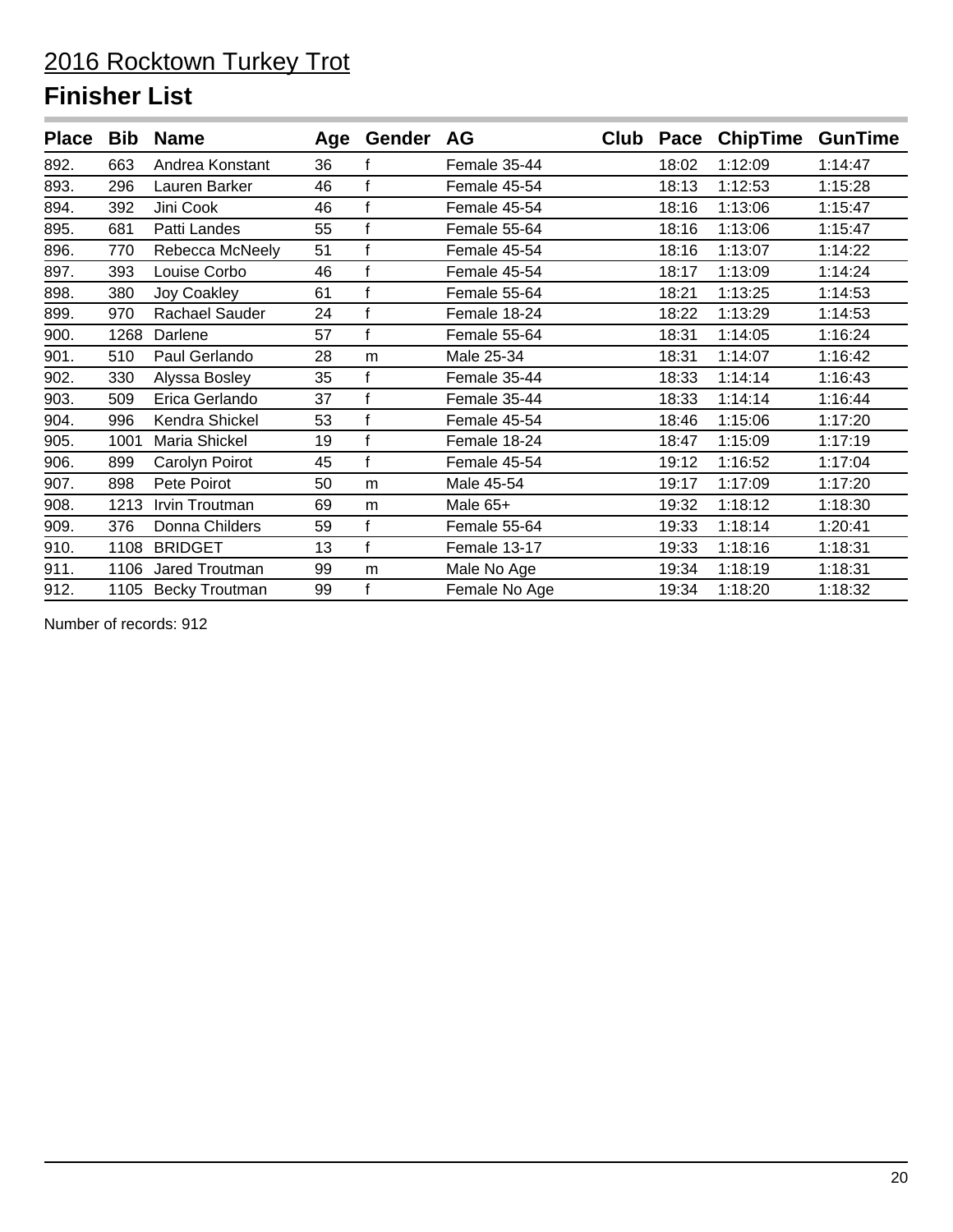# 2016 Rocktown Turkey Trot

## Finisher List

| Place | Bib | Name | Age | Gender | AG | Club | Pace | ChipTime | GunTime |
|---|---|---|---|---|---|---|---|---|---|
| 892. | 663 | Andrea Konstant | 36 | f | Female 35-44 | | 18:02 | 1:12:09 | 1:14:47 |
| 893. | 296 | Lauren Barker | 46 | f | Female 45-54 | | 18:13 | 1:12:53 | 1:15:28 |
| 894. | 392 | Jini Cook | 46 | f | Female 45-54 | | 18:16 | 1:13:06 | 1:15:47 |
| 895. | 681 | Patti Landes | 55 | f | Female 55-64 | | 18:16 | 1:13:06 | 1:15:47 |
| 896. | 770 | Rebecca McNeely | 51 | f | Female 45-54 | | 18:16 | 1:13:07 | 1:14:22 |
| 897. | 393 | Louise Corbo | 46 | f | Female 45-54 | | 18:17 | 1:13:09 | 1:14:24 |
| 898. | 380 | Joy Coakley | 61 | f | Female 55-64 | | 18:21 | 1:13:25 | 1:14:53 |
| 899. | 970 | Rachael Sauder | 24 | f | Female 18-24 | | 18:22 | 1:13:29 | 1:14:53 |
| 900. | 1268 | Darlene | 57 | f | Female 55-64 | | 18:31 | 1:14:05 | 1:16:24 |
| 901. | 510 | Paul Gerlando | 28 | m | Male 25-34 | | 18:31 | 1:14:07 | 1:16:42 |
| 902. | 330 | Alyssa Bosley | 35 | f | Female 35-44 | | 18:33 | 1:14:14 | 1:16:43 |
| 903. | 509 | Erica Gerlando | 37 | f | Female 35-44 | | 18:33 | 1:14:14 | 1:16:44 |
| 904. | 996 | Kendra Shickel | 53 | f | Female 45-54 | | 18:46 | 1:15:06 | 1:17:20 |
| 905. | 1001 | Maria Shickel | 19 | f | Female 18-24 | | 18:47 | 1:15:09 | 1:17:19 |
| 906. | 899 | Carolyn Poirot | 45 | f | Female 45-54 | | 19:12 | 1:16:52 | 1:17:04 |
| 907. | 898 | Pete Poirot | 50 | m | Male 45-54 | | 19:17 | 1:17:09 | 1:17:20 |
| 908. | 1213 | Irvin Troutman | 69 | m | Male 65+ | | 19:32 | 1:18:12 | 1:18:30 |
| 909. | 376 | Donna Childers | 59 | f | Female 55-64 | | 19:33 | 1:18:14 | 1:20:41 |
| 910. | 1108 | BRIDGET | 13 | f | Female 13-17 | | 19:33 | 1:18:16 | 1:18:31 |
| 911. | 1106 | Jared Troutman | 99 | m | Male No Age | | 19:34 | 1:18:19 | 1:18:31 |
| 912. | 1105 | Becky Troutman | 99 | f | Female No Age | | 19:34 | 1:18:20 | 1:18:32 |

Number of records: 912